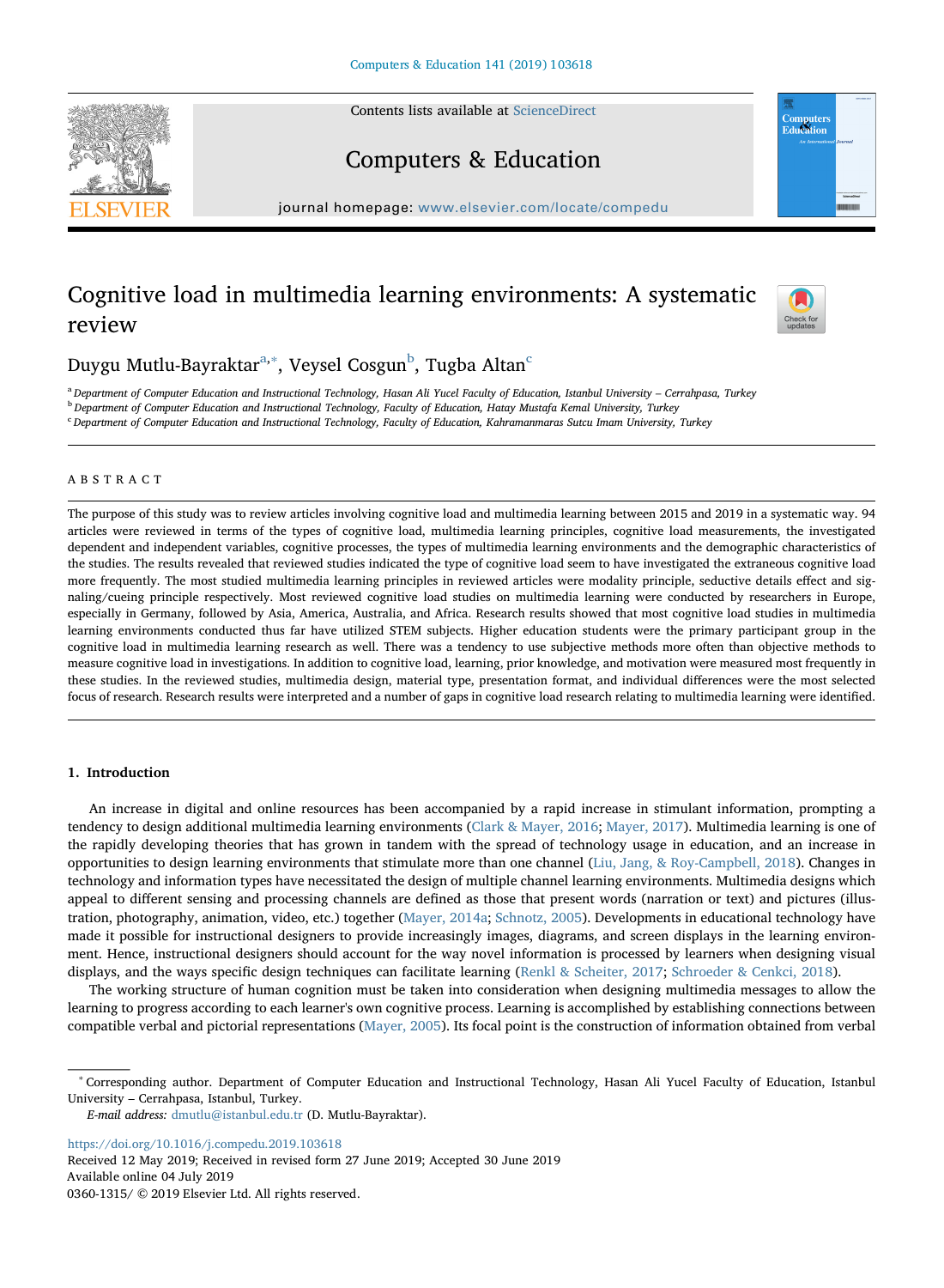# Cognitive load in multimedia learning environments: A systematic review

Duygu Mutlu-Bayraktar[a,*], Veysel Cosgun[b], Tugba Altan[c]

[a] Department of Computer Education and Instructional Technology, Hasan Ali Yucel Faculty of Education, Istanbul University – Cerrahpasa, Turkey
[b] Department of Computer Education and Instructional Technology, Faculty of Education, Hatay Mustafa Kemal University, Turkey
[c] Department of Computer Education and Instructional Technology, Faculty of Education, Kahramanmaras Sutcu Imam University, Turkey

## ABSTRACT

The purpose of this study was to review articles involving cognitive load and multimedia learning between 2015 and 2019 in a systematic way. 94 articles were reviewed in terms of the types of cognitive load, multimedia learning principles, cognitive load measurements, the investigated dependent and independent variables, cognitive processes, the types of multimedia learning environments and the demographic characteristics of the studies. The results revealed that reviewed studies indicated the type of cognitive load seem to have investigated the extraneous cognitive load more frequently. The most studied multimedia learning principles in reviewed articles were modality principle, seductive details effect and signaling/cueing principle respectively. Most reviewed cognitive load studies on multimedia learning were conducted by researchers in Europe, especially in Germany, followed by Asia, America, Australia, and Africa. Research results showed that most cognitive load studies in multimedia learning environments conducted thus far have utilized STEM subjects. Higher education students were the primary participant group in the cognitive load in multimedia learning research as well. There was a tendency to use subjective methods more often than objective methods to measure cognitive load in investigations. In addition to cognitive load, learning, prior knowledge, and motivation were measured most frequently in these studies. In the reviewed studies, multimedia design, material type, presentation format, and individual differences were the most selected focus of research. Research results were interpreted and a number of gaps in cognitive load research relating to multimedia learning were identified.

## 1. Introduction

An increase in digital and online resources has been accompanied by a rapid increase in stimulant information, prompting a tendency to design additional multimedia learning environments (Clark & Mayer, 2016; Mayer, 2017). Multimedia learning is one of the rapidly developing theories that has grown in tandem with the spread of technology usage in education, and an increase in opportunities to design learning environments that stimulate more than one channel (Liu, Jang, & Roy-Campbell, 2018). Changes in technology and information types have necessitated the design of multiple channel learning environments. Multimedia designs which appeal to different sensing and processing channels are defined as those that present words (narration or text) and pictures (illustration, photography, animation, video, etc.) together (Mayer, 2014a; Schnotz, 2005). Developments in educational technology have made it possible for instructional designers to provide increasingly images, diagrams, and screen displays in the learning environment. Hence, instructional designers should account for the way novel information is processed by learners when designing visual displays, and the ways specific design techniques can facilitate learning (Renkl & Scheiter, 2017; Schroeder & Cenkci, 2018).

The working structure of human cognition must be taken into consideration when designing multimedia messages to allow the learning to progress according to each learner's own cognitive process. Learning is accomplished by establishing connections between compatible verbal and pictorial representations (Mayer, 2005). Its focal point is the construction of information obtained from verbal

* Corresponding author. Department of Computer Education and Instructional Technology, Hasan Ali Yucel Faculty of Education, Istanbul University – Cerrahpasa, Istanbul, Turkey.

*E-mail address:* dmutlu@istanbul.edu.tr (D. Mutlu-Bayraktar).

https://doi.org/10.1016/j.compedu.2019.103618
Received 12 May 2019; Received in revised form 27 June 2019; Accepted 30 June 2019
Available online 04 July 2019
0360-1315/ © 2019 Elsevier Ltd. All rights reserved.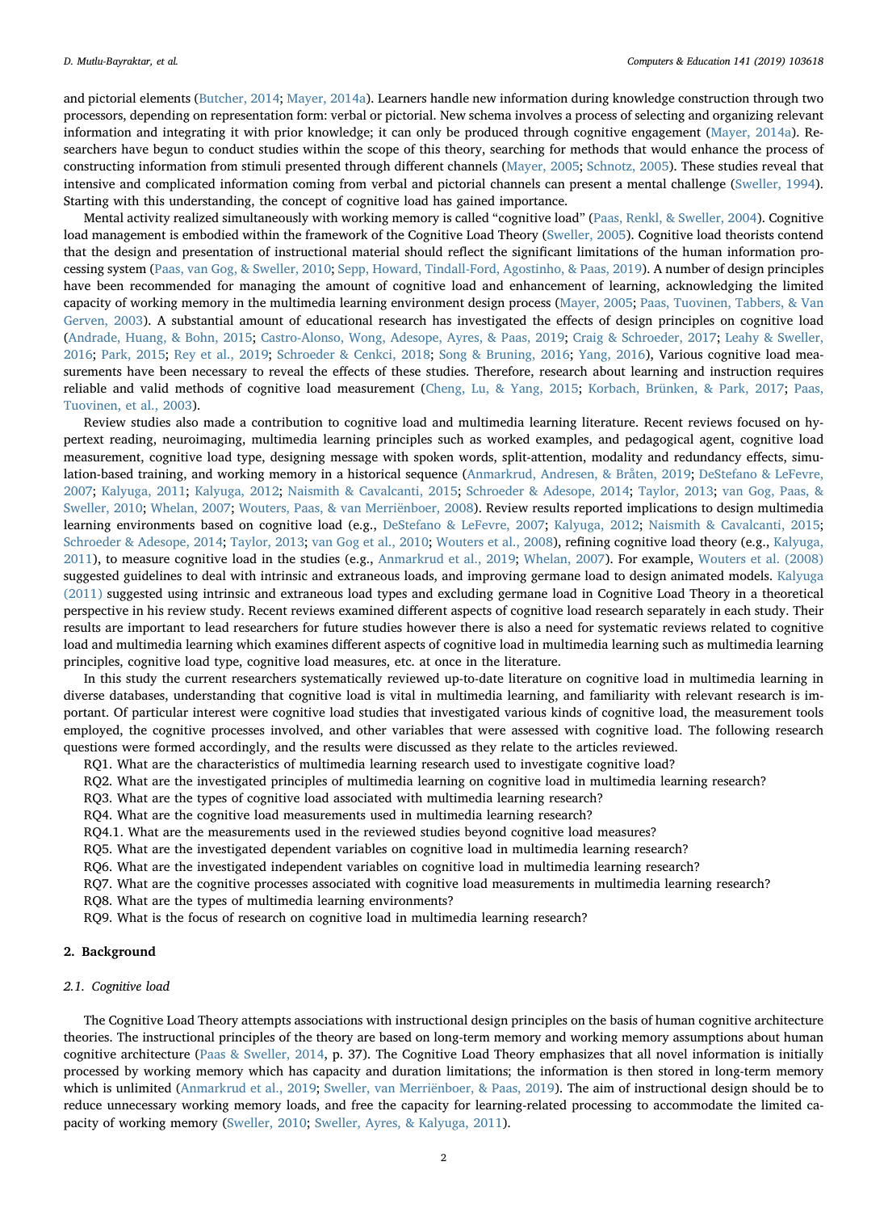and pictorial elements (Butcher, 2014; Mayer, 2014a). Learners handle new information during knowledge construction through two processors, depending on representation form: verbal or pictorial. New schema involves a process of selecting and organizing relevant information and integrating it with prior knowledge; it can only be produced through cognitive engagement (Mayer, 2014a). Researchers have begun to conduct studies within the scope of this theory, searching for methods that would enhance the process of constructing information from stimuli presented through different channels (Mayer, 2005; Schnotz, 2005). These studies reveal that intensive and complicated information coming from verbal and pictorial channels can present a mental challenge (Sweller, 1994). Starting with this understanding, the concept of cognitive load has gained importance.

Mental activity realized simultaneously with working memory is called "cognitive load" (Paas, Renkl, & Sweller, 2004). Cognitive load management is embodied within the framework of the Cognitive Load Theory (Sweller, 2005). Cognitive load theorists contend that the design and presentation of instructional material should reflect the significant limitations of the human information processing system (Paas, van Gog, & Sweller, 2010; Sepp, Howard, Tindall-Ford, Agostinho, & Paas, 2019). A number of design principles have been recommended for managing the amount of cognitive load and enhancement of learning, acknowledging the limited capacity of working memory in the multimedia learning environment design process (Mayer, 2005; Paas, Tuovinen, Tabbers, & Van Gerven, 2003). A substantial amount of educational research has investigated the effects of design principles on cognitive load (Andrade, Huang, & Bohn, 2015; Castro-Alonso, Wong, Adesope, Ayres, & Paas, 2019; Craig & Schroeder, 2017; Leahy & Sweller, 2016; Park, 2015; Rey et al., 2019; Schroeder & Cenkci, 2018; Song & Bruning, 2016; Yang, 2016), Various cognitive load measurements have been necessary to reveal the effects of these studies. Therefore, research about learning and instruction requires reliable and valid methods of cognitive load measurement (Cheng, Lu, & Yang, 2015; Korbach, Brünken, & Park, 2017; Paas, Tuovinen, et al., 2003).

Review studies also made a contribution to cognitive load and multimedia learning literature. Recent reviews focused on hypertext reading, neuroimaging, multimedia learning principles such as worked examples, and pedagogical agent, cognitive load measurement, cognitive load type, designing message with spoken words, split-attention, modality and redundancy effects, simulation-based training, and working memory in a historical sequence (Anmarkrud, Andresen, & Bråten, 2019; DeStefano & LeFevre, 2007; Kalyuga, 2011; Kalyuga, 2012; Naismith & Cavalcanti, 2015; Schroeder & Adesope, 2014; Taylor, 2013; van Gog, Paas, & Sweller, 2010; Whelan, 2007; Wouters, Paas, & van Merriënboer, 2008). Review results reported implications to design multimedia learning environments based on cognitive load (e.g., DeStefano & LeFevre, 2007; Kalyuga, 2012; Naismith & Cavalcanti, 2015; Schroeder & Adesope, 2014; Taylor, 2013; van Gog et al., 2010; Wouters et al., 2008), refining cognitive load theory (e.g., Kalyuga, 2011), to measure cognitive load in the studies (e.g., Anmarkrud et al., 2019; Whelan, 2007). For example, Wouters et al. (2008) suggested guidelines to deal with intrinsic and extraneous loads, and improving germane load to design animated models. Kalyuga (2011) suggested using intrinsic and extraneous load types and excluding germane load in Cognitive Load Theory in a theoretical perspective in his review study. Recent reviews examined different aspects of cognitive load research separately in each study. Their results are important to lead researchers for future studies however there is also a need for systematic reviews related to cognitive load and multimedia learning which examines different aspects of cognitive load in multimedia learning such as multimedia learning principles, cognitive load type, cognitive load measures, etc. at once in the literature.

In this study the current researchers systematically reviewed up-to-date literature on cognitive load in multimedia learning in diverse databases, understanding that cognitive load is vital in multimedia learning, and familiarity with relevant research is important. Of particular interest were cognitive load studies that investigated various kinds of cognitive load, the measurement tools employed, the cognitive processes involved, and other variables that were assessed with cognitive load. The following research questions were formed accordingly, and the results were discussed as they relate to the articles reviewed.

RQ1. What are the characteristics of multimedia learning research used to investigate cognitive load?

RQ2. What are the investigated principles of multimedia learning on cognitive load in multimedia learning research?

RQ3. What are the types of cognitive load associated with multimedia learning research?

RQ4. What are the cognitive load measurements used in multimedia learning research?

RQ4.1. What are the measurements used in the reviewed studies beyond cognitive load measures?

RQ5. What are the investigated dependent variables on cognitive load in multimedia learning research?

RQ6. What are the investigated independent variables on cognitive load in multimedia learning research?

RQ7. What are the cognitive processes associated with cognitive load measurements in multimedia learning research?

RQ8. What are the types of multimedia learning environments?

RQ9. What is the focus of research on cognitive load in multimedia learning research?

## 2. Background

### 2.1. Cognitive load

The Cognitive Load Theory attempts associations with instructional design principles on the basis of human cognitive architecture theories. The instructional principles of the theory are based on long-term memory and working memory assumptions about human cognitive architecture (Paas & Sweller, 2014, p. 37). The Cognitive Load Theory emphasizes that all novel information is initially processed by working memory which has capacity and duration limitations; the information is then stored in long-term memory which is unlimited (Anmarkrud et al., 2019; Sweller, van Merriënboer, & Paas, 2019). The aim of instructional design should be to reduce unnecessary working memory loads, and free the capacity for learning-related processing to accommodate the limited capacity of working memory (Sweller, 2010; Sweller, Ayres, & Kalyuga, 2011).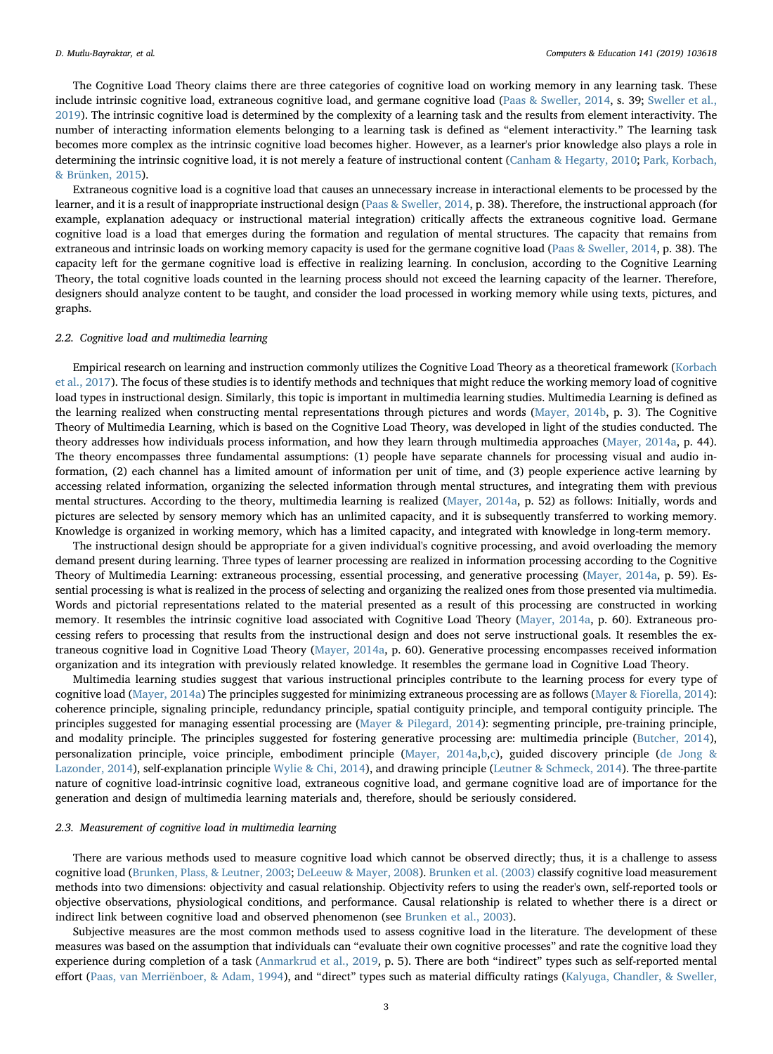The Cognitive Load Theory claims there are three categories of cognitive load on working memory in any learning task. These include intrinsic cognitive load, extraneous cognitive load, and germane cognitive load (Paas & Sweller, 2014, s. 39; Sweller et al., 2019). The intrinsic cognitive load is determined by the complexity of a learning task and the results from element interactivity. The number of interacting information elements belonging to a learning task is defined as "element interactivity." The learning task becomes more complex as the intrinsic cognitive load becomes higher. However, as a learner's prior knowledge also plays a role in determining the intrinsic cognitive load, it is not merely a feature of instructional content (Canham & Hegarty, 2010; Park, Korbach, & Brünken, 2015).

Extraneous cognitive load is a cognitive load that causes an unnecessary increase in interactional elements to be processed by the learner, and it is a result of inappropriate instructional design (Paas & Sweller, 2014, p. 38). Therefore, the instructional approach (for example, explanation adequacy or instructional material integration) critically affects the extraneous cognitive load. Germane cognitive load is a load that emerges during the formation and regulation of mental structures. The capacity that remains from extraneous and intrinsic loads on working memory capacity is used for the germane cognitive load (Paas & Sweller, 2014, p. 38). The capacity left for the germane cognitive load is effective in realizing learning. In conclusion, according to the Cognitive Learning Theory, the total cognitive loads counted in the learning process should not exceed the learning capacity of the learner. Therefore, designers should analyze content to be taught, and consider the load processed in working memory while using texts, pictures, and graphs.

### 2.2. *Cognitive load and multimedia learning*

Empirical research on learning and instruction commonly utilizes the Cognitive Load Theory as a theoretical framework (Korbach et al., 2017). The focus of these studies is to identify methods and techniques that might reduce the working memory load of cognitive load types in instructional design. Similarly, this topic is important in multimedia learning studies. Multimedia Learning is defined as the learning realized when constructing mental representations through pictures and words (Mayer, 2014b, p. 3). The Cognitive Theory of Multimedia Learning, which is based on the Cognitive Load Theory, was developed in light of the studies conducted. The theory addresses how individuals process information, and how they learn through multimedia approaches (Mayer, 2014a, p. 44). The theory encompasses three fundamental assumptions: (1) people have separate channels for processing visual and audio information, (2) each channel has a limited amount of information per unit of time, and (3) people experience active learning by accessing related information, organizing the selected information through mental structures, and integrating them with previous mental structures. According to the theory, multimedia learning is realized (Mayer, 2014a, p. 52) as follows: Initially, words and pictures are selected by sensory memory which has an unlimited capacity, and it is subsequently transferred to working memory. Knowledge is organized in working memory, which has a limited capacity, and integrated with knowledge in long-term memory.

The instructional design should be appropriate for a given individual's cognitive processing, and avoid overloading the memory demand present during learning. Three types of learner processing are realized in information processing according to the Cognitive Theory of Multimedia Learning: extraneous processing, essential processing, and generative processing (Mayer, 2014a, p. 59). Essential processing is what is realized in the process of selecting and organizing the realized ones from those presented via multimedia. Words and pictorial representations related to the material presented as a result of this processing are constructed in working memory. It resembles the intrinsic cognitive load associated with Cognitive Load Theory (Mayer, 2014a, p. 60). Extraneous processing refers to processing that results from the instructional design and does not serve instructional goals. It resembles the extraneous cognitive load in Cognitive Load Theory (Mayer, 2014a, p. 60). Generative processing encompasses received information organization and its integration with previously related knowledge. It resembles the germane load in Cognitive Load Theory.

Multimedia learning studies suggest that various instructional principles contribute to the learning process for every type of cognitive load (Mayer, 2014a) The principles suggested for minimizing extraneous processing are as follows (Mayer & Fiorella, 2014): coherence principle, signaling principle, redundancy principle, spatial contiguity principle, and temporal contiguity principle. The principles suggested for managing essential processing are (Mayer & Pilegard, 2014): segmenting principle, pre-training principle, and modality principle. The principles suggested for fostering generative processing are: multimedia principle (Butcher, 2014), personalization principle, voice principle, embodiment principle (Mayer, 2014a,b,c), guided discovery principle (de Jong & Lazonder, 2014), self-explanation principle Wylie & Chi, 2014), and drawing principle (Leutner & Schmeck, 2014). The three-partite nature of cognitive load-intrinsic cognitive load, extraneous cognitive load, and germane cognitive load are of importance for the generation and design of multimedia learning materials and, therefore, should be seriously considered.

### 2.3. *Measurement of cognitive load in multimedia learning*

There are various methods used to measure cognitive load which cannot be observed directly; thus, it is a challenge to assess cognitive load (Brunken, Plass, & Leutner, 2003; DeLeeuw & Mayer, 2008). Brunken et al. (2003) classify cognitive load measurement methods into two dimensions: objectivity and casual relationship. Objectivity refers to using the reader's own, self-reported tools or objective observations, physiological conditions, and performance. Causal relationship is related to whether there is a direct or indirect link between cognitive load and observed phenomenon (see Brunken et al., 2003).

Subjective measures are the most common methods used to assess cognitive load in the literature. The development of these measures was based on the assumption that individuals can "evaluate their own cognitive processes" and rate the cognitive load they experience during completion of a task (Anmarkrud et al., 2019, p. 5). There are both "indirect" types such as self-reported mental effort (Paas, van Merriënboer, & Adam, 1994), and "direct" types such as material difficulty ratings (Kalyuga, Chandler, & Sweller,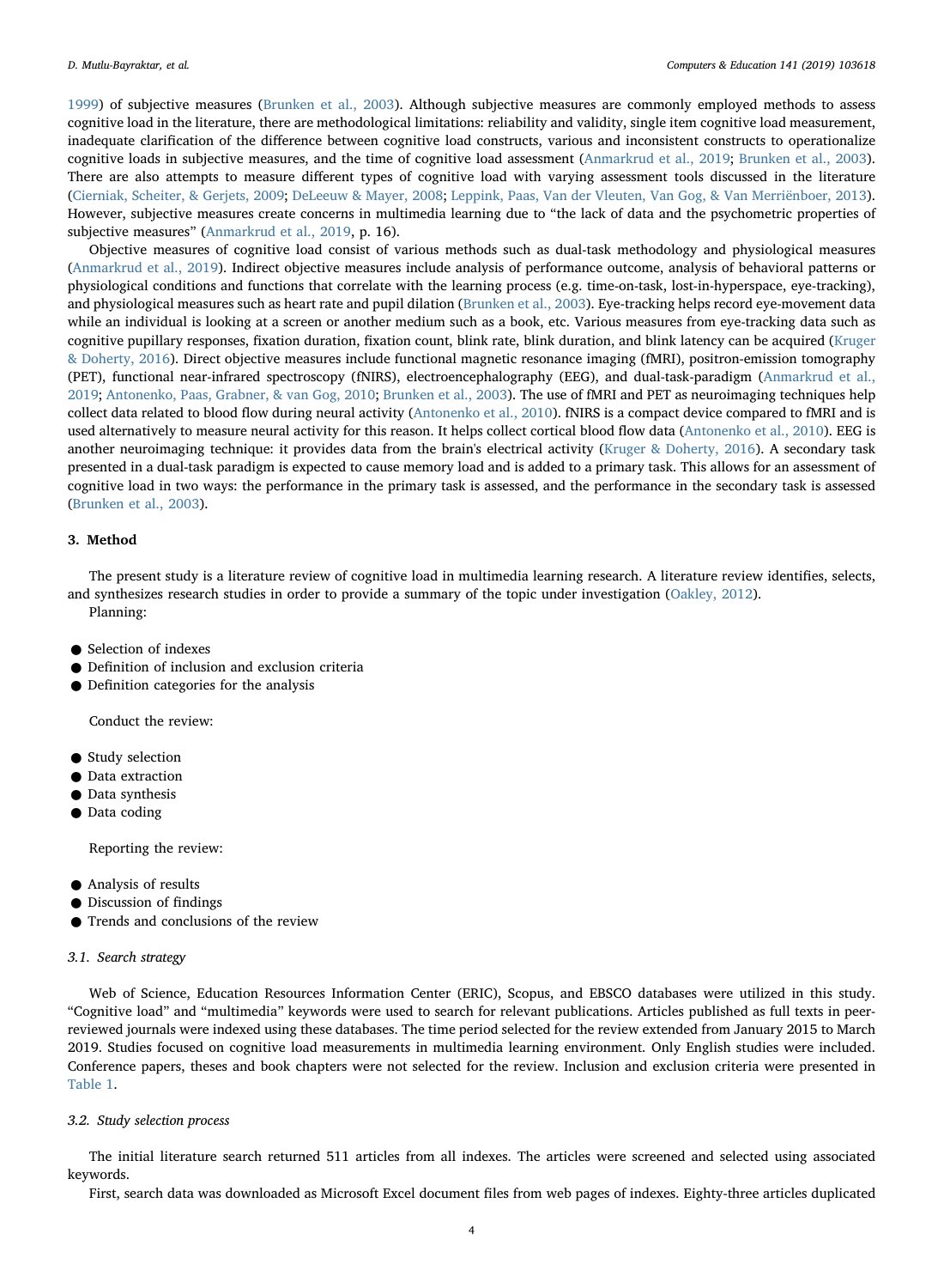1999) of subjective measures (Brunken et al., 2003). Although subjective measures are commonly employed methods to assess cognitive load in the literature, there are methodological limitations: reliability and validity, single item cognitive load measurement, inadequate clarification of the difference between cognitive load constructs, various and inconsistent constructs to operationalize cognitive loads in subjective measures, and the time of cognitive load assessment (Anmarkrud et al., 2019; Brunken et al., 2003). There are also attempts to measure different types of cognitive load with varying assessment tools discussed in the literature (Cierniak, Scheiter, & Gerjets, 2009; DeLeeuw & Mayer, 2008; Leppink, Paas, Van der Vleuten, Van Gog, & Van Merriënboer, 2013). However, subjective measures create concerns in multimedia learning due to "the lack of data and the psychometric properties of subjective measures" (Anmarkrud et al., 2019, p. 16).

Objective measures of cognitive load consist of various methods such as dual-task methodology and physiological measures (Anmarkrud et al., 2019). Indirect objective measures include analysis of performance outcome, analysis of behavioral patterns or physiological conditions and functions that correlate with the learning process (e.g. time-on-task, lost-in-hyperspace, eye-tracking), and physiological measures such as heart rate and pupil dilation (Brunken et al., 2003). Eye-tracking helps record eye-movement data while an individual is looking at a screen or another medium such as a book, etc. Various measures from eye-tracking data such as cognitive pupillary responses, fixation duration, fixation count, blink rate, blink duration, and blink latency can be acquired (Kruger & Doherty, 2016). Direct objective measures include functional magnetic resonance imaging (fMRI), positron-emission tomography (PET), functional near-infrared spectroscopy (fNIRS), electroencephalography (EEG), and dual-task-paradigm (Anmarkrud et al., 2019; Antonenko, Paas, Grabner, & van Gog, 2010; Brunken et al., 2003). The use of fMRI and PET as neuroimaging techniques help collect data related to blood flow during neural activity (Antonenko et al., 2010). fNIRS is a compact device compared to fMRI and is used alternatively to measure neural activity for this reason. It helps collect cortical blood flow data (Antonenko et al., 2010). EEG is another neuroimaging technique: it provides data from the brain's electrical activity (Kruger & Doherty, 2016). A secondary task presented in a dual-task paradigm is expected to cause memory load and is added to a primary task. This allows for an assessment of cognitive load in two ways: the performance in the primary task is assessed, and the performance in the secondary task is assessed (Brunken et al., 2003).

## 3. Method

The present study is a literature review of cognitive load in multimedia learning research. A literature review identifies, selects, and synthesizes research studies in order to provide a summary of the topic under investigation (Oakley, 2012).

Planning:

- Selection of indexes
- Definition of inclusion and exclusion criteria
- Definition categories for the analysis

Conduct the review:

- Study selection
- Data extraction
- Data synthesis
- Data coding

Reporting the review:

- Analysis of results
- Discussion of findings
- Trends and conclusions of the review

### 3.1. Search strategy

Web of Science, Education Resources Information Center (ERIC), Scopus, and EBSCO databases were utilized in this study. "Cognitive load" and "multimedia" keywords were used to search for relevant publications. Articles published as full texts in peer-reviewed journals were indexed using these databases. The time period selected for the review extended from January 2015 to March 2019. Studies focused on cognitive load measurements in multimedia learning environment. Only English studies were included. Conference papers, theses and book chapters were not selected for the review. Inclusion and exclusion criteria were presented in Table 1.

### 3.2. Study selection process

The initial literature search returned 511 articles from all indexes. The articles were screened and selected using associated keywords.

First, search data was downloaded as Microsoft Excel document files from web pages of indexes. Eighty-three articles duplicated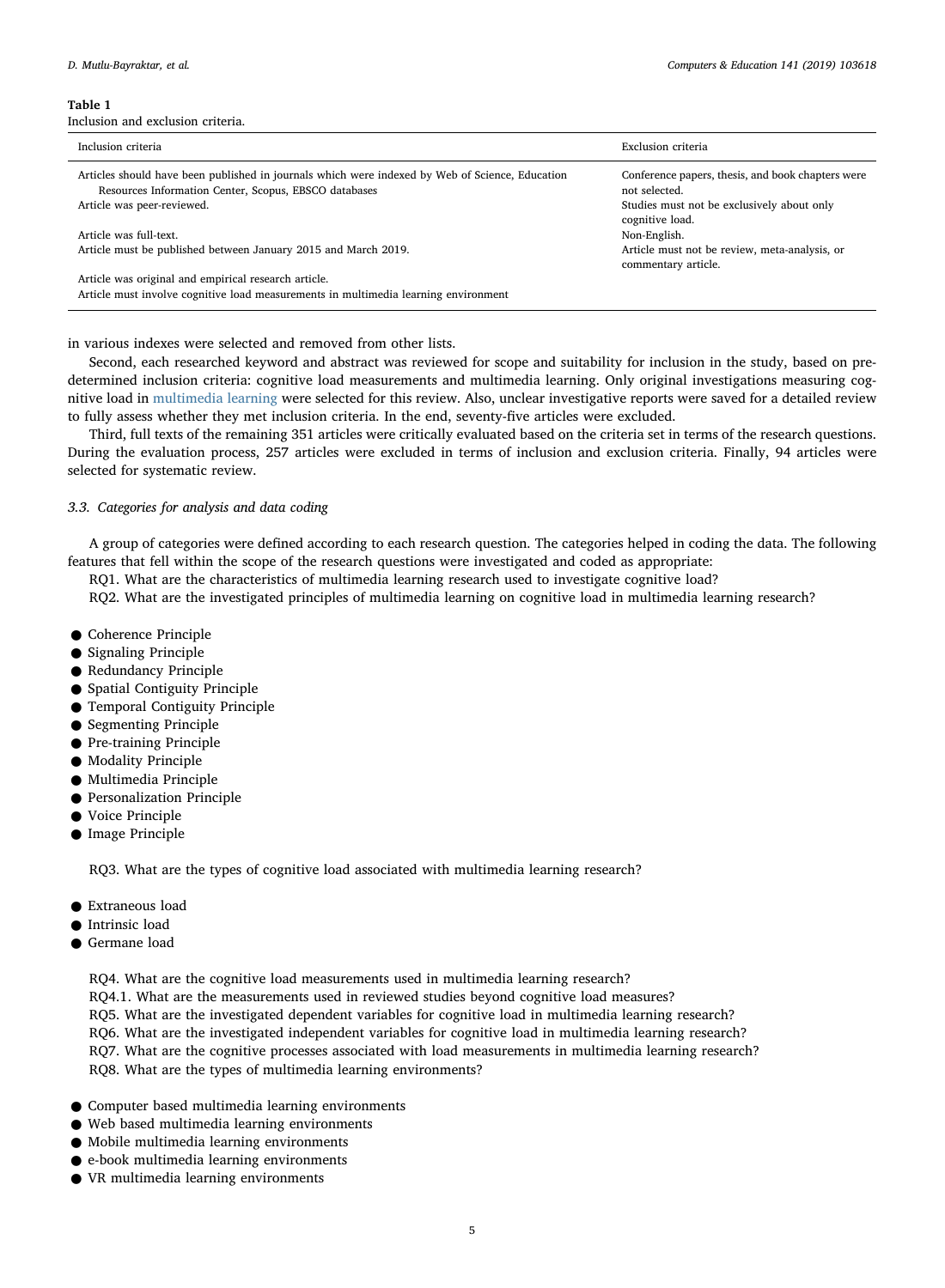**Table 1**
Inclusion and exclusion criteria.

| Inclusion criteria | Exclusion criteria |
| --- | --- |
| Articles should have been published in journals which were indexed by Web of Science, Education Resources Information Center, Scopus, EBSCO databases | Conference papers, thesis, and book chapters were not selected. |
| Article was peer-reviewed. | Studies must not be exclusively about only cognitive load. |
| Article was full-text. | Non-English. |
| Article must be published between January 2015 and March 2019. | Article must not be review, meta-analysis, or commentary article. |
| Article was original and empirical research article. | |
| Article must involve cognitive load measurements in multimedia learning environment | |

in various indexes were selected and removed from other lists.

Second, each researched keyword and abstract was reviewed for scope and suitability for inclusion in the study, based on pre-determined inclusion criteria: cognitive load measurements and multimedia learning. Only original investigations measuring cognitive load in multimedia learning were selected for this review. Also, unclear investigative reports were saved for a detailed review to fully assess whether they met inclusion criteria. In the end, seventy-five articles were excluded.

Third, full texts of the remaining 351 articles were critically evaluated based on the criteria set in terms of the research questions. During the evaluation process, 257 articles were excluded in terms of inclusion and exclusion criteria. Finally, 94 articles were selected for systematic review.

### 3.3. Categories for analysis and data coding

A group of categories were defined according to each research question. The categories helped in coding the data. The following features that fell within the scope of the research questions were investigated and coded as appropriate:

RQ1. What are the characteristics of multimedia learning research used to investigate cognitive load?

RQ2. What are the investigated principles of multimedia learning on cognitive load in multimedia learning research?

- Coherence Principle
- Signaling Principle
- Redundancy Principle
- Spatial Contiguity Principle
- Temporal Contiguity Principle
- Segmenting Principle
- Pre-training Principle
- Modality Principle
- Multimedia Principle
- Personalization Principle
- Voice Principle
- Image Principle

RQ3. What are the types of cognitive load associated with multimedia learning research?

- Extraneous load
- Intrinsic load
- Germane load

RQ4. What are the cognitive load measurements used in multimedia learning research?

RQ4.1. What are the measurements used in reviewed studies beyond cognitive load measures?

RQ5. What are the investigated dependent variables for cognitive load in multimedia learning research?

RQ6. What are the investigated independent variables for cognitive load in multimedia learning research?

RQ7. What are the cognitive processes associated with load measurements in multimedia learning research?

RQ8. What are the types of multimedia learning environments?

- Computer based multimedia learning environments
- Web based multimedia learning environments
- Mobile multimedia learning environments
- e-book multimedia learning environments
- VR multimedia learning environments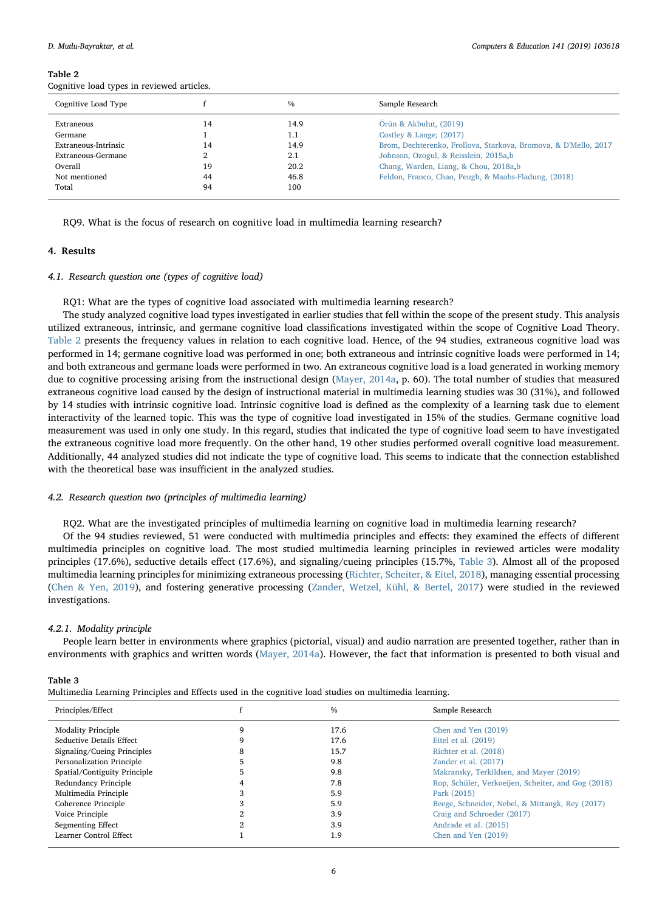**Table 2**
Cognitive load types in reviewed articles.

| Cognitive Load Type | f | % | Sample Research |
|---|---|---|---|
| Extraneous | 14 | 14.9 | Örün & Akbulut, (2019) |
| Germane | 1 | 1.1 | Costley & Lange; (2017) |
| Extraneous-Intrinsic | 14 | 14.9 | Brom, Dechterenko, Frollova, Starkova, Bromova, & D'Mello, 2017 |
| Extraneous-Germane | 2 | 2.1 | Johnson, Ozogul, & Reisslein, 2015a,b |
| Overall | 19 | 20.2 | Chang, Warden, Liang, & Chou, 2018a,b |
| Not mentioned | 44 | 46.8 | Feldon, Franco, Chao, Peugh, & Maahs-Fladung, (2018) |
| Total | 94 | 100 | |

RQ9. What is the focus of research on cognitive load in multimedia learning research?

## 4. Results

### 4.1. Research question one (types of cognitive load)

RQ1: What are the types of cognitive load associated with multimedia learning research?

The study analyzed cognitive load types investigated in earlier studies that fell within the scope of the present study. This analysis utilized extraneous, intrinsic, and germane cognitive load classifications investigated within the scope of Cognitive Load Theory. Table 2 presents the frequency values in relation to each cognitive load. Hence, of the 94 studies, extraneous cognitive load was performed in 14; germane cognitive load was performed in one; both extraneous and intrinsic cognitive loads were performed in 14; and both extraneous and germane loads were performed in two. An extraneous cognitive load is a load generated in working memory due to cognitive processing arising from the instructional design (Mayer, 2014a, p. 60). The total number of studies that measured extraneous cognitive load caused by the design of instructional material in multimedia learning studies was 30 (31%)**,** and followed by 14 studies with intrinsic cognitive load. Intrinsic cognitive load is defined as the complexity of a learning task due to element interactivity of the learned topic. This was the type of cognitive load investigated in 15% of the studies. Germane cognitive load measurement was used in only one study. In this regard, studies that indicated the type of cognitive load seem to have investigated the extraneous cognitive load more frequently. On the other hand, 19 other studies performed overall cognitive load measurement. Additionally, 44 analyzed studies did not indicate the type of cognitive load. This seems to indicate that the connection established with the theoretical base was insufficient in the analyzed studies.

### 4.2. Research question two (principles of multimedia learning)

RQ2. What are the investigated principles of multimedia learning on cognitive load in multimedia learning research?

Of the 94 studies reviewed, 51 were conducted with multimedia principles and effects: they examined the effects of different multimedia principles on cognitive load. The most studied multimedia learning principles in reviewed articles were modality principles (17.6%), seductive details effect (17.6%), and signaling/cueing principles (15.7%, Table 3). Almost all of the proposed multimedia learning principles for minimizing extraneous processing (Richter, Scheiter, & Eitel, 2018), managing essential processing (Chen & Yen, 2019), and fostering generative processing (Zander, Wetzel, Kühl, & Bertel, 2017) were studied in the reviewed investigations.

#### 4.2.1. Modality principle

People learn better in environments where graphics (pictorial, visual) and audio narration are presented together, rather than in environments with graphics and written words (Mayer, 2014a). However, the fact that information is presented to both visual and

**Table 3**
Multimedia Learning Principles and Effects used in the cognitive load studies on multimedia learning.

| Principles/Effect | f | % | Sample Research |
|---|---|---|---|
| Modality Principle | 9 | 17.6 | Chen and Yen (2019) |
| Seductive Details Effect | 9 | 17.6 | Eitel et al. (2019) |
| Signaling/Cueing Principles | 8 | 15.7 | Richter et al. (2018) |
| Personalization Principle | 5 | 9.8 | Zander et al. (2017) |
| Spatial/Contiguity Principle | 5 | 9.8 | Makransky, Terkildsen, and Mayer (2019) |
| Redundancy Principle | 4 | 7.8 | Rop, Schüler, Verkoeijen, Scheiter, and Gog (2018) |
| Multimedia Principle | 3 | 5.9 | Park (2015) |
| Coherence Principle | 3 | 5.9 | Beege, Schneider, Nebel, & Mittangk, Rey (2017) |
| Voice Principle | 2 | 3.9 | Craig and Schroeder (2017) |
| Segmenting Effect | 2 | 3.9 | Andrade et al. (2015) |
| Learner Control Effect | 1 | 1.9 | Chen and Yen (2019) |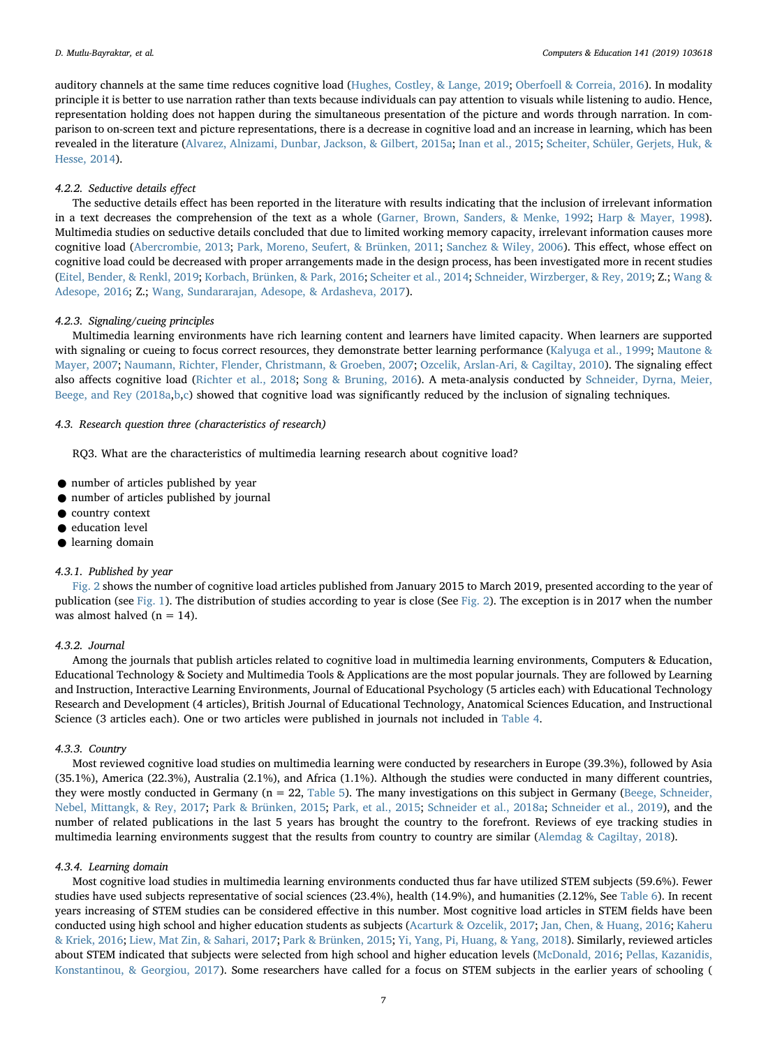auditory channels at the same time reduces cognitive load (Hughes, Costley, & Lange, 2019; Oberfoell & Correia, 2016). In modality principle it is better to use narration rather than texts because individuals can pay attention to visuals while listening to audio. Hence, representation holding does not happen during the simultaneous presentation of the picture and words through narration. In comparison to on-screen text and picture representations, there is a decrease in cognitive load and an increase in learning, which has been revealed in the literature (Alvarez, Alnizami, Dunbar, Jackson, & Gilbert, 2015a; Inan et al., 2015; Scheiter, Schüler, Gerjets, Huk, & Hesse, 2014).

#### 4.2.2. Seductive details effect

The seductive details effect has been reported in the literature with results indicating that the inclusion of irrelevant information in a text decreases the comprehension of the text as a whole (Garner, Brown, Sanders, & Menke, 1992; Harp & Mayer, 1998). Multimedia studies on seductive details concluded that due to limited working memory capacity, irrelevant information causes more cognitive load (Abercrombie, 2013; Park, Moreno, Seufert, & Brünken, 2011; Sanchez & Wiley, 2006). This effect, whose effect on cognitive load could be decreased with proper arrangements made in the design process, has been investigated more in recent studies (Eitel, Bender, & Renkl, 2019; Korbach, Brünken, & Park, 2016; Scheiter et al., 2014; Schneider, Wirzberger, & Rey, 2019; Z.; Wang & Adesope, 2016; Z.; Wang, Sundararajan, Adesope, & Ardasheva, 2017).

#### 4.2.3. Signaling/cueing principles

Multimedia learning environments have rich learning content and learners have limited capacity. When learners are supported with signaling or cueing to focus correct resources, they demonstrate better learning performance (Kalyuga et al., 1999; Mautone & Mayer, 2007; Naumann, Richter, Flender, Christmann, & Groeben, 2007; Ozcelik, Arslan-Ari, & Cagiltay, 2010). The signaling effect also affects cognitive load (Richter et al., 2018; Song & Bruning, 2016). A meta-analysis conducted by Schneider, Dyrna, Meier, Beege, and Rey (2018a,b,c) showed that cognitive load was significantly reduced by the inclusion of signaling techniques.

### 4.3. Research question three (characteristics of research)

RQ3. What are the characteristics of multimedia learning research about cognitive load?

- number of articles published by year
- number of articles published by journal
- country context
- education level
- learning domain

#### 4.3.1. Published by year

Fig. 2 shows the number of cognitive load articles published from January 2015 to March 2019, presented according to the year of publication (see Fig. 1). The distribution of studies according to year is close (See Fig. 2). The exception is in 2017 when the number was almost halved (n = 14).

#### 4.3.2. Journal

Among the journals that publish articles related to cognitive load in multimedia learning environments, Computers & Education, Educational Technology & Society and Multimedia Tools & Applications are the most popular journals. They are followed by Learning and Instruction, Interactive Learning Environments, Journal of Educational Psychology (5 articles each) with Educational Technology Research and Development (4 articles), British Journal of Educational Technology, Anatomical Sciences Education, and Instructional Science (3 articles each). One or two articles were published in journals not included in Table 4.

#### 4.3.3. Country

Most reviewed cognitive load studies on multimedia learning were conducted by researchers in Europe (39.3%), followed by Asia (35.1%), America (22.3%), Australia (2.1%), and Africa (1.1%). Although the studies were conducted in many different countries, they were mostly conducted in Germany (n = 22, Table 5). The many investigations on this subject in Germany (Beege, Schneider, Nebel, Mittangk, & Rey, 2017; Park & Brünken, 2015; Park, et al., 2015; Schneider et al., 2018a; Schneider et al., 2019), and the number of related publications in the last 5 years has brought the country to the forefront. Reviews of eye tracking studies in multimedia learning environments suggest that the results from country to country are similar (Alemdag & Cagiltay, 2018).

#### 4.3.4. Learning domain

Most cognitive load studies in multimedia learning environments conducted thus far have utilized STEM subjects (59.6%). Fewer studies have used subjects representative of social sciences (23.4%), health (14.9%), and humanities (2.12%, See Table 6). In recent years increasing of STEM studies can be considered effective in this number. Most cognitive load articles in STEM fields have been conducted using high school and higher education students as subjects (Acarturk & Ozcelik, 2017; Jan, Chen, & Huang, 2016; Kaheru & Kriek, 2016; Liew, Mat Zin, & Sahari, 2017; Park & Brünken, 2015; Yi, Yang, Pi, Huang, & Yang, 2018). Similarly, reviewed articles about STEM indicated that subjects were selected from high school and higher education levels (McDonald, 2016; Pellas, Kazanidis, Konstantinou, & Georgiou, 2017). Some researchers have called for a focus on STEM subjects in the earlier years of schooling (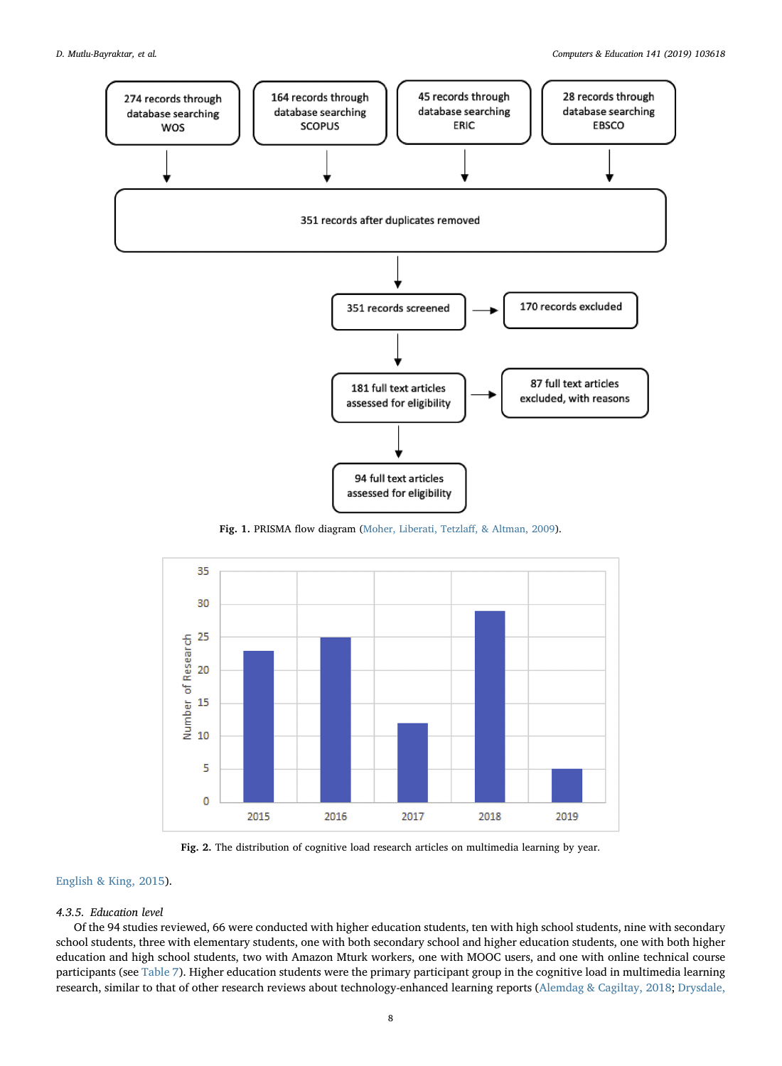Fig. 1. PRISMA flow diagram (Moher, Liberati, Tetzlaff, & Altman, 2009).

Fig. 2. The distribution of cognitive load research articles on multimedia learning by year.

English & King, 2015).

#### 4.3.5. Education level

Of the 94 studies reviewed, 66 were conducted with higher education students, ten with high school students, nine with secondary school students, three with elementary students, one with both secondary school and higher education students, one with both higher education and high school students, two with Amazon Mturk workers, one with MOOC users, and one with online technical course participants (see Table 7). Higher education students were the primary participant group in the cognitive load in multimedia learning research, similar to that of other research reviews about technology-enhanced learning reports (Alemdag & Cagiltay, 2018; Drysdale,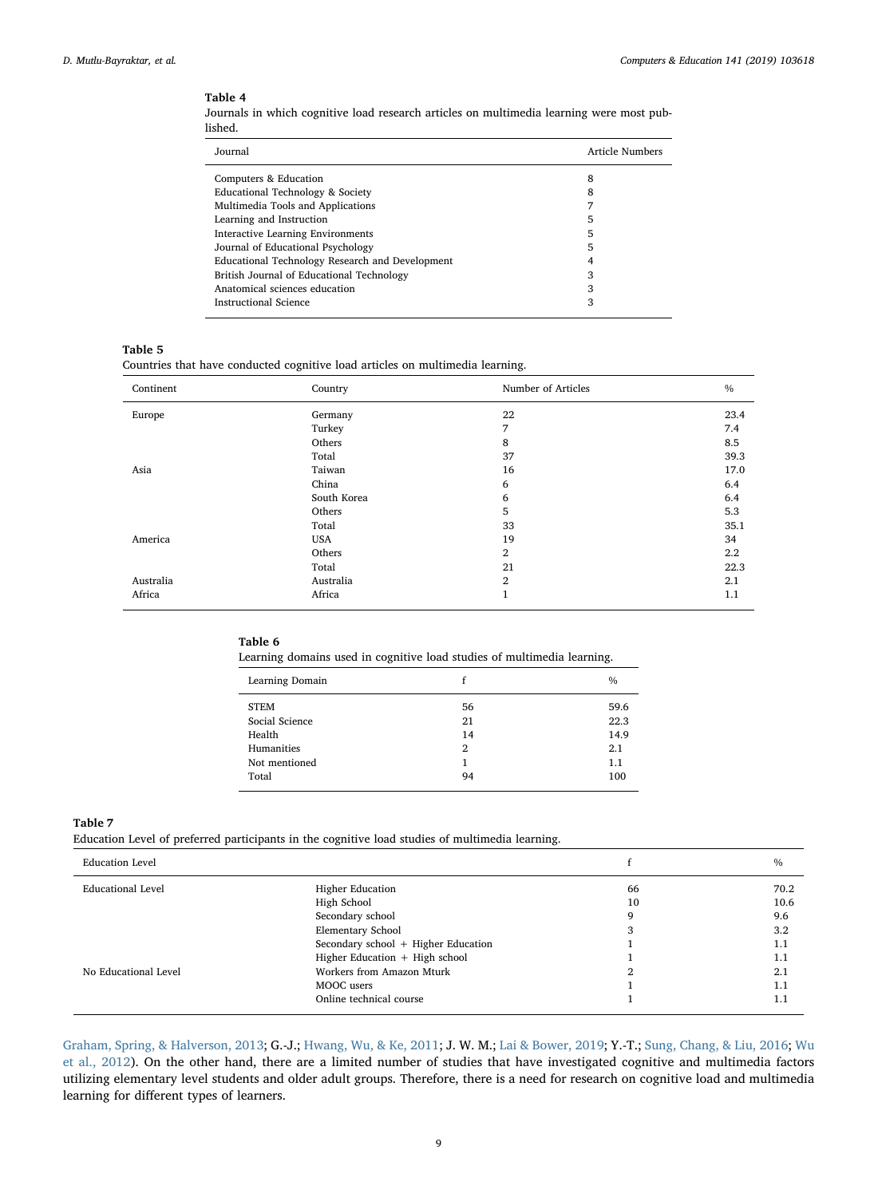**Table 4**
Journals in which cognitive load research articles on multimedia learning were most published.

| Journal | Article Numbers |
|---|---|
| Computers & Education | 8 |
| Educational Technology & Society | 8 |
| Multimedia Tools and Applications | 7 |
| Learning and Instruction | 5 |
| Interactive Learning Environments | 5 |
| Journal of Educational Psychology | 5 |
| Educational Technology Research and Development | 4 |
| British Journal of Educational Technology | 3 |
| Anatomical sciences education | 3 |
| Instructional Science | 3 |

**Table 5**
Countries that have conducted cognitive load articles on multimedia learning.

| Continent | Country | Number of Articles | % |
|---|---|---|---|
| Europe | Germany | 22 | 23.4 |
| | Turkey | 7 | 7.4 |
| | Others | 8 | 8.5 |
| | Total | 37 | 39.3 |
| Asia | Taiwan | 16 | 17.0 |
| | China | 6 | 6.4 |
| | South Korea | 6 | 6.4 |
| | Others | 5 | 5.3 |
| | Total | 33 | 35.1 |
| America | USA | 19 | 34 |
| | Others | 2 | 2.2 |
| | Total | 21 | 22.3 |
| Australia | Australia | 2 | 2.1 |
| Africa | Africa | 1 | 1.1 |

**Table 6**
Learning domains used in cognitive load studies of multimedia learning.

| Learning Domain | f | % |
|---|---|---|
| STEM | 56 | 59.6 |
| Social Science | 21 | 22.3 |
| Health | 14 | 14.9 |
| Humanities | 2 | 2.1 |
| Not mentioned | 1 | 1.1 |
| Total | 94 | 100 |

**Table 7**
Education Level of preferred participants in the cognitive load studies of multimedia learning.

| Education Level | | f | % |
|---|---|---|---|
| Educational Level | Higher Education | 66 | 70.2 |
| | High School | 10 | 10.6 |
| | Secondary school | 9 | 9.6 |
| | Elementary School | 3 | 3.2 |
| | Secondary school + Higher Education | 1 | 1.1 |
| | Higher Education + High school | 1 | 1.1 |
| No Educational Level | Workers from Amazon Mturk | 2 | 2.1 |
| | MOOC users | 1 | 1.1 |
| | Online technical course | 1 | 1.1 |

Graham, Spring, & Halverson, 2013; G.-J.; Hwang, Wu, & Ke, 2011; J. W. M.; Lai & Bower, 2019; Y.-T.; Sung, Chang, & Liu, 2016; Wu et al., 2012). On the other hand, there are a limited number of studies that have investigated cognitive and multimedia factors utilizing elementary level students and older adult groups. Therefore, there is a need for research on cognitive load and multimedia learning for different types of learners.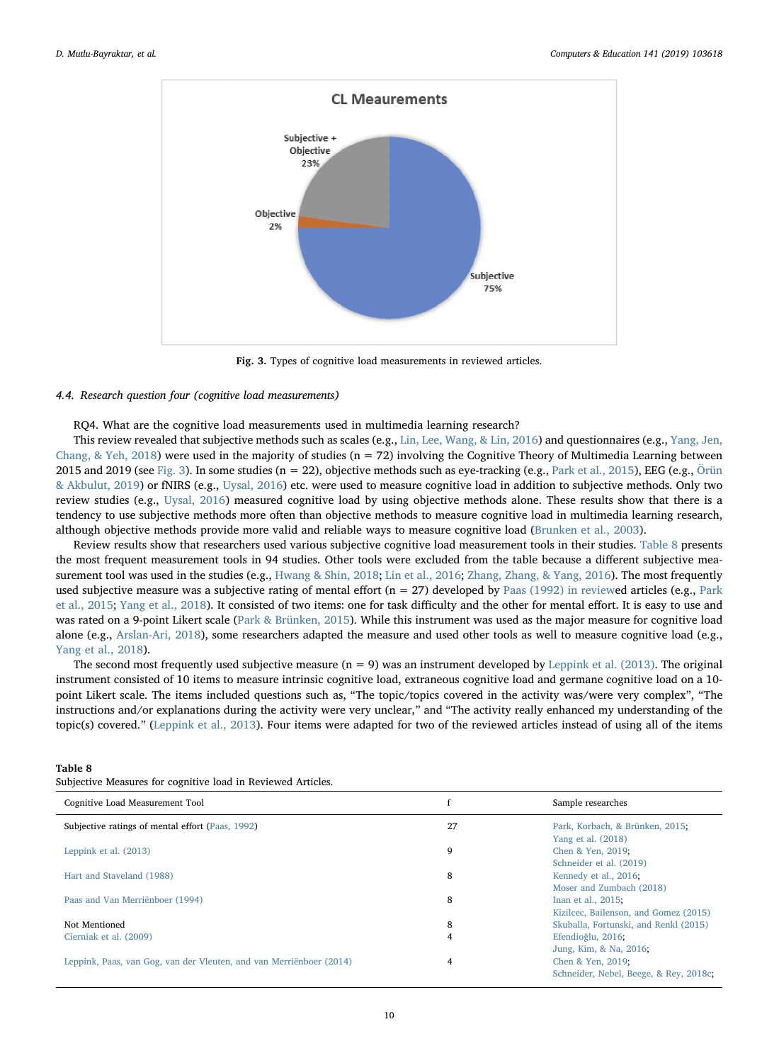Fig. 3. Types of cognitive load measurements in reviewed articles.

### 4.4. Research question four (cognitive load measurements)

RQ4. What are the cognitive load measurements used in multimedia learning research?

This review revealed that subjective methods such as scales (e.g., Lin, Lee, Wang, & Lin, 2016) and questionnaires (e.g., Yang, Jen, Chang, & Yeh, 2018) were used in the majority of studies (n = 72) involving the Cognitive Theory of Multimedia Learning between 2015 and 2019 (see Fig. 3). In some studies (n = 22), objective methods such as eye-tracking (e.g., Park et al., 2015), EEG (e.g., Örün & Akbulut, 2019) or fNIRS (e.g., Uysal, 2016) etc. were used to measure cognitive load in addition to subjective methods. Only two review studies (e.g., Uysal, 2016) measured cognitive load by using objective methods alone. These results show that there is a tendency to use subjective methods more often than objective methods to measure cognitive load in multimedia learning research, although objective methods provide more valid and reliable ways to measure cognitive load (Brunken et al., 2003).

Review results show that researchers used various subjective cognitive load measurement tools in their studies. Table 8 presents the most frequent measurement tools in 94 studies. Other tools were excluded from the table because a different subjective measurement tool was used in the studies (e.g., Hwang & Shin, 2018; Lin et al., 2016; Zhang, Zhang, & Yang, 2016). The most frequently used subjective measure was a subjective rating of mental effort (n = 27) developed by Paas (1992) in reviewed articles (e.g., Park et al., 2015; Yang et al., 2018). It consisted of two items: one for task difficulty and the other for mental effort. It is easy to use and was rated on a 9-point Likert scale (Park & Brünken, 2015). While this instrument was used as the major measure for cognitive load alone (e.g., Arslan-Ari, 2018), some researchers adapted the measure and used other tools as well to measure cognitive load (e.g., Yang et al., 2018).

The second most frequently used subjective measure (n = 9) was an instrument developed by Leppink et al. (2013). The original instrument consisted of 10 items to measure intrinsic cognitive load, extraneous cognitive load and germane cognitive load on a 10-point Likert scale. The items included questions such as, "The topic/topics covered in the activity was/were very complex", "The instructions and/or explanations during the activity were very unclear," and "The activity really enhanced my understanding of the topic(s) covered." (Leppink et al., 2013). Four items were adapted for two of the reviewed articles instead of using all of the items

**Table 8**
Subjective Measures for cognitive load in Reviewed Articles.

| Cognitive Load Measurement Tool | f | Sample researches |
|---|---|---|
| Subjective ratings of mental effort (Paas, 1992) | 27 | Park, Korbach, & Brünken, 2015; Yang et al. (2018) |
| Leppink et al. (2013) | 9 | Chen & Yen, 2019; Schneider et al. (2019) |
| Hart and Staveland (1988) | 8 | Kennedy et al., 2016; Moser and Zumbach (2018) |
| Paas and Van Merriënboer (1994) | 8 | Inan et al., 2015; Kizilcec, Bailenson, and Gomez (2015) |
| Not Mentioned | 8 | Skuballa, Fortunski, and Renkl (2015) |
| Cierniak et al. (2009) | 4 | Efendioğlu, 2016; Jung, Kim, & Na, 2016; |
| Leppink, Paas, van Gog, van der Vleuten, and van Merriënboer (2014) | 4 | Chen & Yen, 2019; Schneider, Nebel, Beege, & Rey, 2018c; |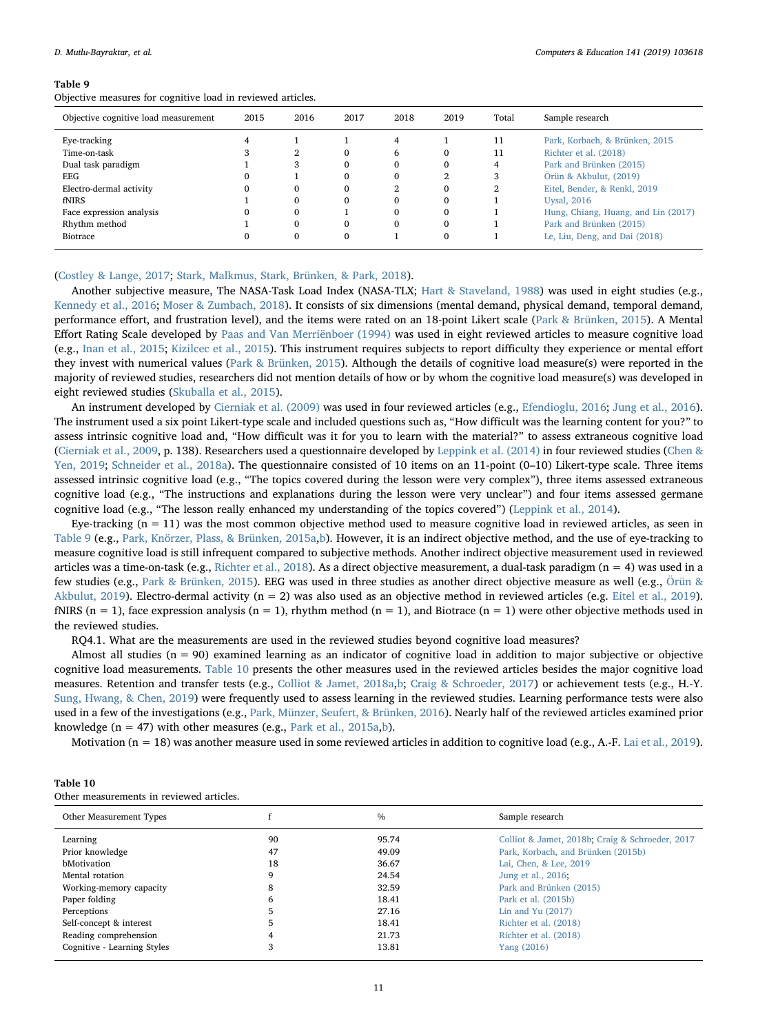**Table 9**
Objective measures for cognitive load in reviewed articles.

| Objective cognitive load measurement | 2015 | 2016 | 2017 | 2018 | 2019 | Total | Sample research |
|---|---|---|---|---|---|---|---|
| Eye-tracking | 4 | 1 | 1 | 4 | 1 | 11 | Park, Korbach, & Brünken, 2015 |
| Time-on-task | 3 | 2 | 0 | 6 | 0 | 11 | Richter et al. (2018) |
| Dual task paradigm | 1 | 3 | 0 | 0 | 0 | 4 | Park and Brünken (2015) |
| EEG | 0 | 1 | 0 | 0 | 2 | 3 | Örün & Akbulut, (2019) |
| Electro-dermal activity | 0 | 0 | 0 | 2 | 0 | 2 | Eitel, Bender, & Renkl, 2019 |
| fNIRS | 1 | 0 | 0 | 0 | 0 | 1 | Uysal, 2016 |
| Face expression analysis | 0 | 0 | 1 | 0 | 0 | 1 | Hung, Chiang, Huang, and Lin (2017) |
| Rhythm method | 1 | 0 | 0 | 0 | 0 | 1 | Park and Brünken (2015) |
| Biotrace | 0 | 0 | 0 | 1 | 0 | 1 | Le, Liu, Deng, and Dai (2018) |

(Costley & Lange, 2017; Stark, Malkmus, Stark, Brünken, & Park, 2018).

Another subjective measure, The NASA-Task Load Index (NASA-TLX; Hart & Staveland, 1988) was used in eight studies (e.g., Kennedy et al., 2016; Moser & Zumbach, 2018). It consists of six dimensions (mental demand, physical demand, temporal demand, performance effort, and frustration level), and the items were rated on an 18-point Likert scale (Park & Brünken, 2015). A Mental Effort Rating Scale developed by Paas and Van Merriënboer (1994) was used in eight reviewed articles to measure cognitive load (e.g., Inan et al., 2015; Kizilcec et al., 2015). This instrument requires subjects to report difficulty they experience or mental effort they invest with numerical values (Park & Brünken, 2015). Although the details of cognitive load measure(s) were reported in the majority of reviewed studies, researchers did not mention details of how or by whom the cognitive load measure(s) was developed in eight reviewed studies (Skuballa et al., 2015).

An instrument developed by Cierniak et al. (2009) was used in four reviewed articles (e.g., Efendioglu, 2016; Jung et al., 2016). The instrument used a six point Likert-type scale and included questions such as, "How difficult was the learning content for you?" to assess intrinsic cognitive load and, "How difficult was it for you to learn with the material?" to assess extraneous cognitive load (Cierniak et al., 2009, p. 138). Researchers used a questionnaire developed by Leppink et al. (2014) in four reviewed studies (Chen & Yen, 2019; Schneider et al., 2018a). The questionnaire consisted of 10 items on an 11-point (0–10) Likert-type scale. Three items assessed intrinsic cognitive load (e.g., "The topics covered during the lesson were very complex"), three items assessed extraneous cognitive load (e.g., "The instructions and explanations during the lesson were very unclear") and four items assessed germane cognitive load (e.g., "The lesson really enhanced my understanding of the topics covered") (Leppink et al., 2014).

Eye-tracking (n = 11) was the most common objective method used to measure cognitive load in reviewed articles, as seen in Table 9 (e.g., Park, Knörzer, Plass, & Brünken, 2015a,b). However, it is an indirect objective method, and the use of eye-tracking to measure cognitive load is still infrequent compared to subjective methods. Another indirect objective measurement used in reviewed articles was a time-on-task (e.g., Richter et al., 2018). As a direct objective measurement, a dual-task paradigm (n = 4) was used in a few studies (e.g., Park & Brünken, 2015). EEG was used in three studies as another direct objective measure as well (e.g., Örün & Akbulut, 2019). Electro-dermal activity (n = 2) was also used as an objective method in reviewed articles (e.g. Eitel et al., 2019). fNIRS (n = 1), face expression analysis (n = 1), rhythm method (n = 1), and Biotrace (n = 1) were other objective methods used in the reviewed studies.

RQ4.1. What are the measurements are used in the reviewed studies beyond cognitive load measures?

Almost all studies (n = 90) examined learning as an indicator of cognitive load in addition to major subjective or objective cognitive load measurements. Table 10 presents the other measures used in the reviewed articles besides the major cognitive load measures. Retention and transfer tests (e.g., Colliot & Jamet, 2018a,b; Craig & Schroeder, 2017) or achievement tests (e.g., H.-Y. Sung, Hwang, & Chen, 2019) were frequently used to assess learning in the reviewed studies. Learning performance tests were also used in a few of the investigations (e.g., Park, Münzer, Seufert, & Brünken, 2016). Nearly half of the reviewed articles examined prior knowledge (n = 47) with other measures (e.g., Park et al., 2015a,b).

Motivation (n = 18) was another measure used in some reviewed articles in addition to cognitive load (e.g., A.-F. Lai et al., 2019).

**Table 10**
Other measurements in reviewed articles.

| Other Measurement Types | f | % | Sample research |
|---|---|---|---|
| Learning | 90 | 95.74 | Colliot & Jamet, 2018b; Craig & Schroeder, 2017 |
| Prior knowledge | 47 | 49.09 | Park, Korbach, and Brünken (2015b) |
| bMotivation | 18 | 36.67 | Lai, Chen, & Lee, 2019 |
| Mental rotation | 9 | 24.54 | Jung et al., 2016; |
| Working-memory capacity | 8 | 32.59 | Park and Brünken (2015) |
| Paper folding | 6 | 18.41 | Park et al. (2015b) |
| Perceptions | 5 | 27.16 | Lin and Yu (2017) |
| Self-concept & interest | 5 | 18.41 | Richter et al. (2018) |
| Reading comprehension | 4 | 21.73 | Richter et al. (2018) |
| Cognitive - Learning Styles | 3 | 13.81 | Yang (2016) |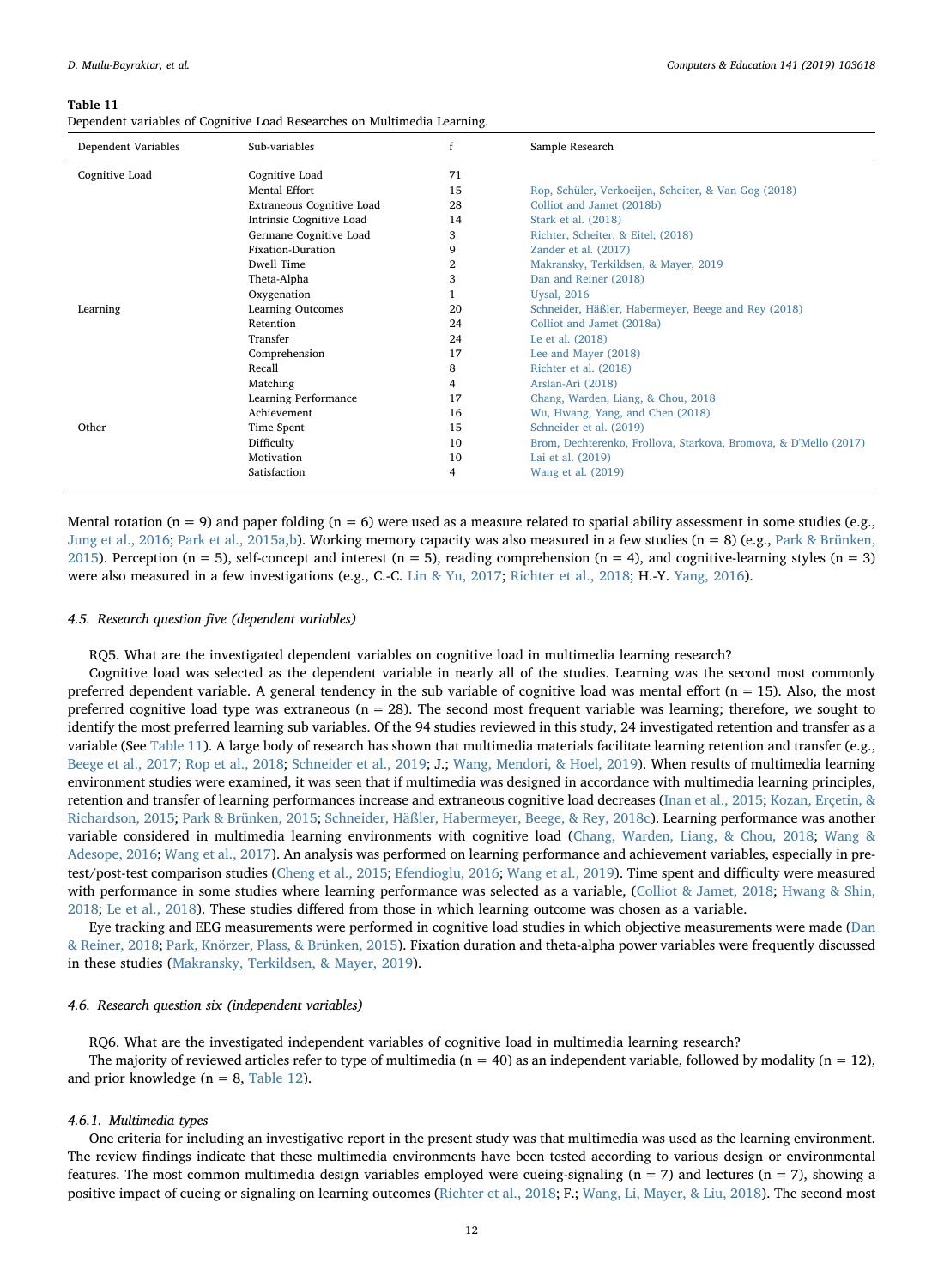**Table 11**
Dependent variables of Cognitive Load Researches on Multimedia Learning.

| Dependent Variables | Sub-variables | f | Sample Research |
|---|---|---|---|
| Cognitive Load | Cognitive Load | 71 | |
| | Mental Effort | 15 | Rop, Schüler, Verkoeijen, Scheiter, & Van Gog (2018) |
| | Extraneous Cognitive Load | 28 | Colliot and Jamet (2018b) |
| | Intrinsic Cognitive Load | 14 | Stark et al. (2018) |
| | Germane Cognitive Load | 3 | Richter, Scheiter, & Eitel; (2018) |
| | Fixation-Duration | 9 | Zander et al. (2017) |
| | Dwell Time | 2 | Makransky, Terkildsen, & Mayer, 2019 |
| | Theta-Alpha | 3 | Dan and Reiner (2018) |
| | Oxygenation | 1 | Uysal, 2016 |
| Learning | Learning Outcomes | 20 | Schneider, Häßler, Habermeyer, Beege and Rey (2018) |
| | Retention | 24 | Colliot and Jamet (2018a) |
| | Transfer | 24 | Le et al. (2018) |
| | Comprehension | 17 | Lee and Mayer (2018) |
| | Recall | 8 | Richter et al. (2018) |
| | Matching | 4 | Arslan-Ari (2018) |
| | Learning Performance | 17 | Chang, Warden, Liang, & Chou, 2018 |
| | Achievement | 16 | Wu, Hwang, Yang, and Chen (2018) |
| Other | Time Spent | 15 | Schneider et al. (2019) |
| | Difficulty | 10 | Brom, Dechterenko, Frollova, Starkova, Bromova, & D'Mello (2017) |
| | Motivation | 10 | Lai et al. (2019) |
| | Satisfaction | 4 | Wang et al. (2019) |

Mental rotation (n = 9) and paper folding (n = 6) were used as a measure related to spatial ability assessment in some studies (e.g., Jung et al., 2016; Park et al., 2015a,b). Working memory capacity was also measured in a few studies (n = 8) (e.g., Park & Brünken, 2015). Perception (n = 5), self-concept and interest (n = 5), reading comprehension (n = 4), and cognitive-learning styles (n = 3) were also measured in a few investigations (e.g., C.-C. Lin & Yu, 2017; Richter et al., 2018; H.-Y. Yang, 2016).

### 4.5. Research question five (dependent variables)

RQ5. What are the investigated dependent variables on cognitive load in multimedia learning research?

Cognitive load was selected as the dependent variable in nearly all of the studies. Learning was the second most commonly preferred dependent variable. A general tendency in the sub variable of cognitive load was mental effort (n = 15). Also, the most preferred cognitive load type was extraneous (n = 28). The second most frequent variable was learning; therefore, we sought to identify the most preferred learning sub variables. Of the 94 studies reviewed in this study, 24 investigated retention and transfer as a variable (See Table 11). A large body of research has shown that multimedia materials facilitate learning retention and transfer (e.g., Beege et al., 2017; Rop et al., 2018; Schneider et al., 2019; J.; Wang, Mendori, & Hoel, 2019). When results of multimedia learning environment studies were examined, it was seen that if multimedia was designed in accordance with multimedia learning principles, retention and transfer of learning performances increase and extraneous cognitive load decreases (Inan et al., 2015; Kozan, Erçetin, & Richardson, 2015; Park & Brünken, 2015; Schneider, Häßler, Habermeyer, Beege, & Rey, 2018c). Learning performance was another variable considered in multimedia learning environments with cognitive load (Chang, Warden, Liang, & Chou, 2018; Wang & Adesope, 2016; Wang et al., 2017). An analysis was performed on learning performance and achievement variables, especially in pre-test/post-test comparison studies (Cheng et al., 2015; Efendioglu, 2016; Wang et al., 2019). Time spent and difficulty were measured with performance in some studies where learning performance was selected as a variable, (Colliot & Jamet, 2018; Hwang & Shin, 2018; Le et al., 2018). These studies differed from those in which learning outcome was chosen as a variable.

Eye tracking and EEG measurements were performed in cognitive load studies in which objective measurements were made (Dan & Reiner, 2018; Park, Knörzer, Plass, & Brünken, 2015). Fixation duration and theta-alpha power variables were frequently discussed in these studies (Makransky, Terkildsen, & Mayer, 2019).

### 4.6. Research question six (independent variables)

RQ6. What are the investigated independent variables of cognitive load in multimedia learning research?

The majority of reviewed articles refer to type of multimedia (n = 40) as an independent variable, followed by modality (n = 12), and prior knowledge (n = 8, Table 12).

#### 4.6.1. Multimedia types

One criteria for including an investigative report in the present study was that multimedia was used as the learning environment. The review findings indicate that these multimedia environments have been tested according to various design or environmental features. The most common multimedia design variables employed were cueing-signaling (n = 7) and lectures (n = 7), showing a positive impact of cueing or signaling on learning outcomes (Richter et al., 2018; F.; Wang, Li, Mayer, & Liu, 2018). The second most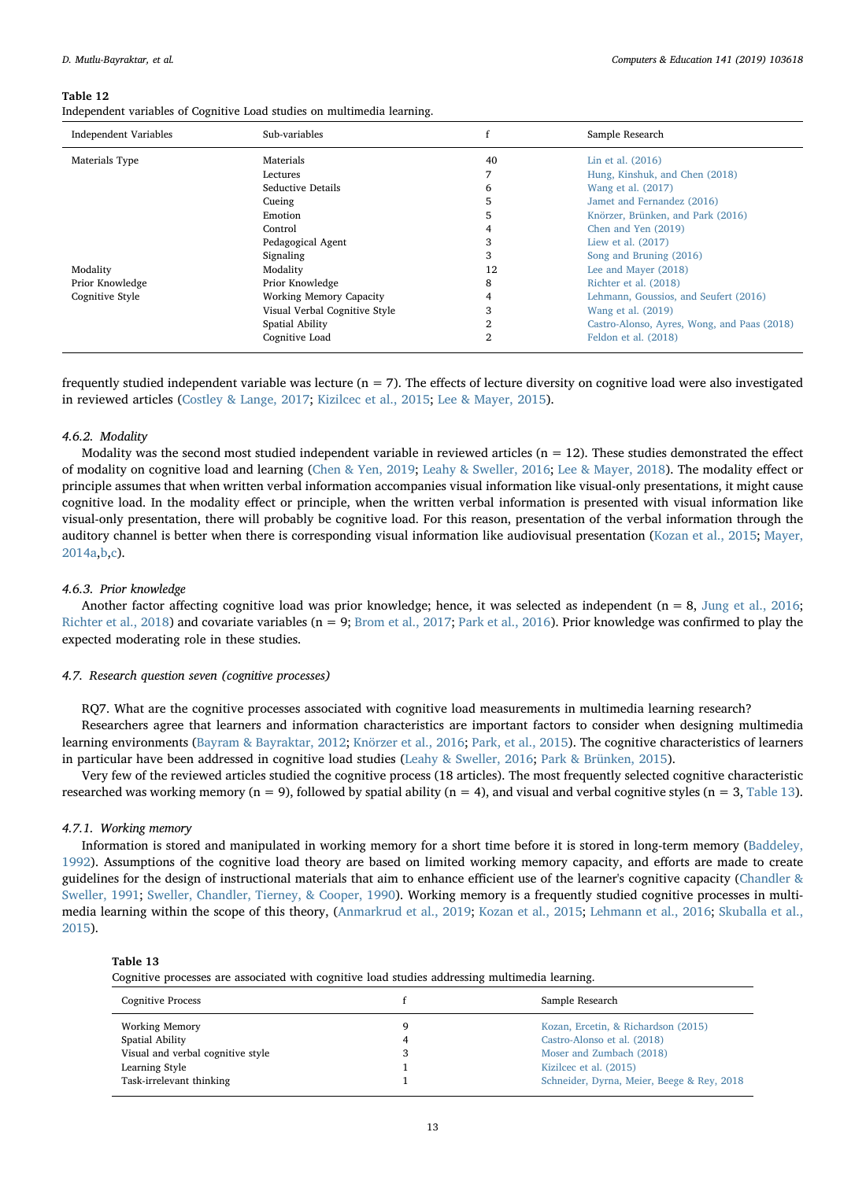**Table 12**
Independent variables of Cognitive Load studies on multimedia learning.

| Independent Variables | Sub-variables | f | Sample Research |
|---|---|---|---|
| Materials Type | Materials | 40 | Lin et al. (2016) |
| | Lectures | 7 | Hung, Kinshuk, and Chen (2018) |
| | Seductive Details | 6 | Wang et al. (2017) |
| | Cueing | 5 | Jamet and Fernandez (2016) |
| | Emotion | 5 | Knörzer, Brünken, and Park (2016) |
| | Control | 4 | Chen and Yen (2019) |
| | Pedagogical Agent | 3 | Liew et al. (2017) |
| | Signaling | 3 | Song and Bruning (2016) |
| Modality | Modality | 12 | Lee and Mayer (2018) |
| Prior Knowledge | Prior Knowledge | 8 | Richter et al. (2018) |
| Cognitive Style | Working Memory Capacity | 4 | Lehmann, Goussios, and Seufert (2016) |
| | Visual Verbal Cognitive Style | 3 | Wang et al. (2019) |
| | Spatial Ability | 2 | Castro-Alonso, Ayres, Wong, and Paas (2018) |
| | Cognitive Load | 2 | Feldon et al. (2018) |

frequently studied independent variable was lecture (n = 7). The effects of lecture diversity on cognitive load were also investigated in reviewed articles (Costley & Lange, 2017; Kizilcec et al., 2015; Lee & Mayer, 2015).

#### 4.6.2. Modality

Modality was the second most studied independent variable in reviewed articles (n = 12). These studies demonstrated the effect of modality on cognitive load and learning (Chen & Yen, 2019; Leahy & Sweller, 2016; Lee & Mayer, 2018). The modality effect or principle assumes that when written verbal information accompanies visual information like visual-only presentations, it might cause cognitive load. In the modality effect or principle, when the written verbal information is presented with visual information like visual-only presentation, there will probably be cognitive load. For this reason, presentation of the verbal information through the auditory channel is better when there is corresponding visual information like audiovisual presentation (Kozan et al., 2015; Mayer, 2014a,b,c).

#### 4.6.3. Prior knowledge

Another factor affecting cognitive load was prior knowledge; hence, it was selected as independent (n = 8, Jung et al., 2016; Richter et al., 2018) and covariate variables (n = 9; Brom et al., 2017; Park et al., 2016). Prior knowledge was confirmed to play the expected moderating role in these studies.

### 4.7. Research question seven (cognitive processes)

RQ7. What are the cognitive processes associated with cognitive load measurements in multimedia learning research?

Researchers agree that learners and information characteristics are important factors to consider when designing multimedia learning environments (Bayram & Bayraktar, 2012; Knörzer et al., 2016; Park, et al., 2015). The cognitive characteristics of learners in particular have been addressed in cognitive load studies (Leahy & Sweller, 2016; Park & Brünken, 2015).

Very few of the reviewed articles studied the cognitive process (18 articles). The most frequently selected cognitive characteristic researched was working memory (n = 9), followed by spatial ability (n = 4), and visual and verbal cognitive styles (n = 3, Table 13).

#### 4.7.1. Working memory

Information is stored and manipulated in working memory for a short time before it is stored in long-term memory (Baddeley, 1992). Assumptions of the cognitive load theory are based on limited working memory capacity, and efforts are made to create guidelines for the design of instructional materials that aim to enhance efficient use of the learner's cognitive capacity (Chandler & Sweller, 1991; Sweller, Chandler, Tierney, & Cooper, 1990). Working memory is a frequently studied cognitive processes in multimedia learning within the scope of this theory, (Anmarkrud et al., 2019; Kozan et al., 2015; Lehmann et al., 2016; Skuballa et al., 2015).

**Table 13**
Cognitive processes are associated with cognitive load studies addressing multimedia learning.

| Cognitive Process | f | Sample Research |
|---|---|---|
| Working Memory | 9 | Kozan, Ercetin, & Richardson (2015) |
| Spatial Ability | 4 | Castro-Alonso et al. (2018) |
| Visual and verbal cognitive style | 3 | Moser and Zumbach (2018) |
| Learning Style | 1 | Kizilcec et al. (2015) |
| Task-irrelevant thinking | 1 | Schneider, Dyrna, Meier, Beege & Rey, 2018 |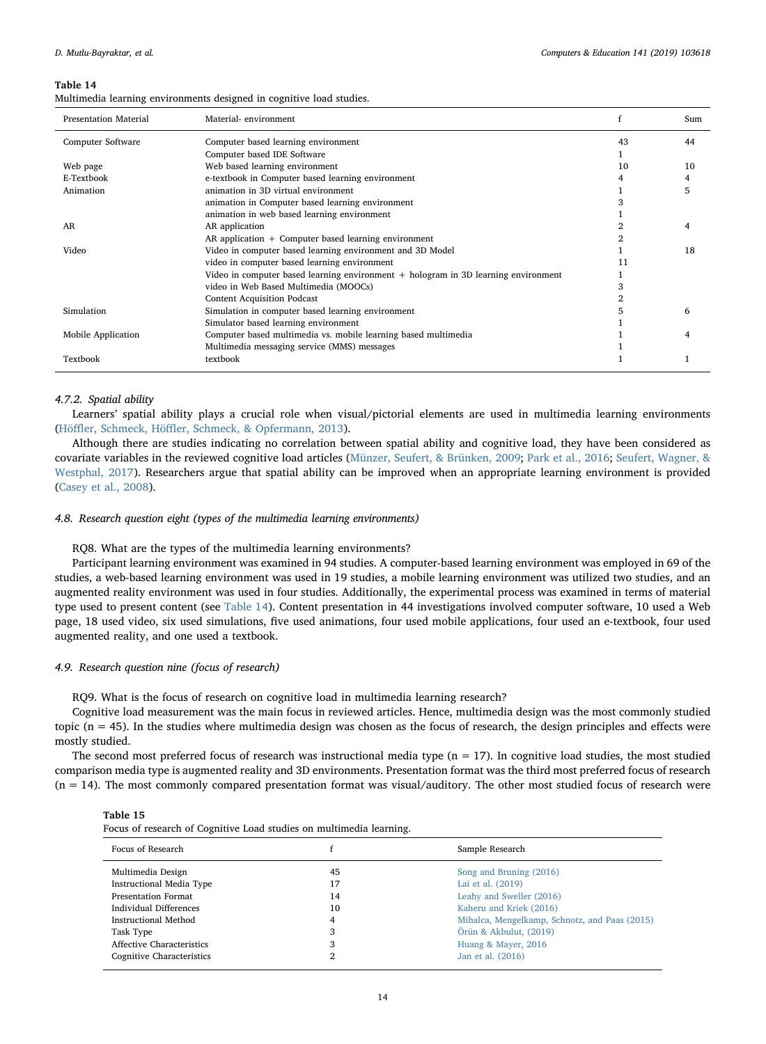**Table 14**
Multimedia learning environments designed in cognitive load studies.

| Presentation Material | Material- environment | f | Sum |
|---|---|---|---|
| Computer Software | Computer based learning environment | 43 | 44 |
| | Computer based IDE Software | 1 | |
| Web page | Web based learning environment | 10 | 10 |
| E-Textbook | e-textbook in Computer based learning environment | 4 | 4 |
| Animation | animation in 3D virtual environment | 1 | 5 |
| | animation in Computer based learning environment | 3 | |
| | animation in web based learning environment | 1 | |
| AR | AR application | 2 | 4 |
| | AR application + Computer based learning environment | 2 | |
| Video | Video in computer based learning environment and 3D Model | 1 | 18 |
| | video in computer based learning environment | 11 | |
| | Video in computer based learning environment + hologram in 3D learning environment | 1 | |
| | video in Web Based Multimedia (MOOCs) | 3 | |
| | Content Acquisition Podcast | 2 | |
| Simulation | Simulation in computer based learning environment | 5 | 6 |
| | Simulator based learning environment | 1 | |
| Mobile Application | Computer based multimedia vs. mobile learning based multimedia | 1 | 4 |
| | Multimedia messaging service (MMS) messages | 1 | |
| Textbook | textbook | 1 | 1 |

#### 4.7.2. Spatial ability

Learners' spatial ability plays a crucial role when visual/pictorial elements are used in multimedia learning environments (Höffler, Schmeck, Höffler, Schmeck, & Opfermann, 2013).

Although there are studies indicating no correlation between spatial ability and cognitive load, they have been considered as covariate variables in the reviewed cognitive load articles (Münzer, Seufert, & Brünken, 2009; Park et al., 2016; Seufert, Wagner, & Westphal, 2017). Researchers argue that spatial ability can be improved when an appropriate learning environment is provided (Casey et al., 2008).

### 4.8. Research question eight (types of the multimedia learning environments)

RQ8. What are the types of the multimedia learning environments?

Participant learning environment was examined in 94 studies. A computer-based learning environment was employed in 69 of the studies, a web-based learning environment was used in 19 studies, a mobile learning environment was utilized two studies, and an augmented reality environment was used in four studies. Additionally, the experimental process was examined in terms of material type used to present content (see Table 14). Content presentation in 44 investigations involved computer software, 10 used a Web page, 18 used video, six used simulations, five used animations, four used mobile applications, four used an e-textbook, four used augmented reality, and one used a textbook.

### 4.9. Research question nine (focus of research)

RQ9. What is the focus of research on cognitive load in multimedia learning research?

Cognitive load measurement was the main focus in reviewed articles. Hence, multimedia design was the most commonly studied topic (n = 45). In the studies where multimedia design was chosen as the focus of research, the design principles and effects were mostly studied.

The second most preferred focus of research was instructional media type (n = 17). In cognitive load studies, the most studied comparison media type is augmented reality and 3D environments. Presentation format was the third most preferred focus of research (n = 14). The most commonly compared presentation format was visual/auditory. The other most studied focus of research were

**Table 15**
Focus of research of Cognitive Load studies on multimedia learning.

| Focus of Research | f | Sample Research |
|---|---|---|
| Multimedia Design | 45 | Song and Bruning (2016) |
| Instructional Media Type | 17 | Lai et al. (2019) |
| Presentation Format | 14 | Leahy and Sweller (2016) |
| Individual Differences | 10 | Kaheru and Kriek (2016) |
| Instructional Method | 4 | Mihalca, Mengelkamp, Schnotz, and Paas (2015) |
| Task Type | 3 | Örün & Akbulut, (2019) |
| Affective Characteristics | 3 | Huang & Mayer, 2016 |
| Cognitive Characteristics | 2 | Jan et al. (2016) |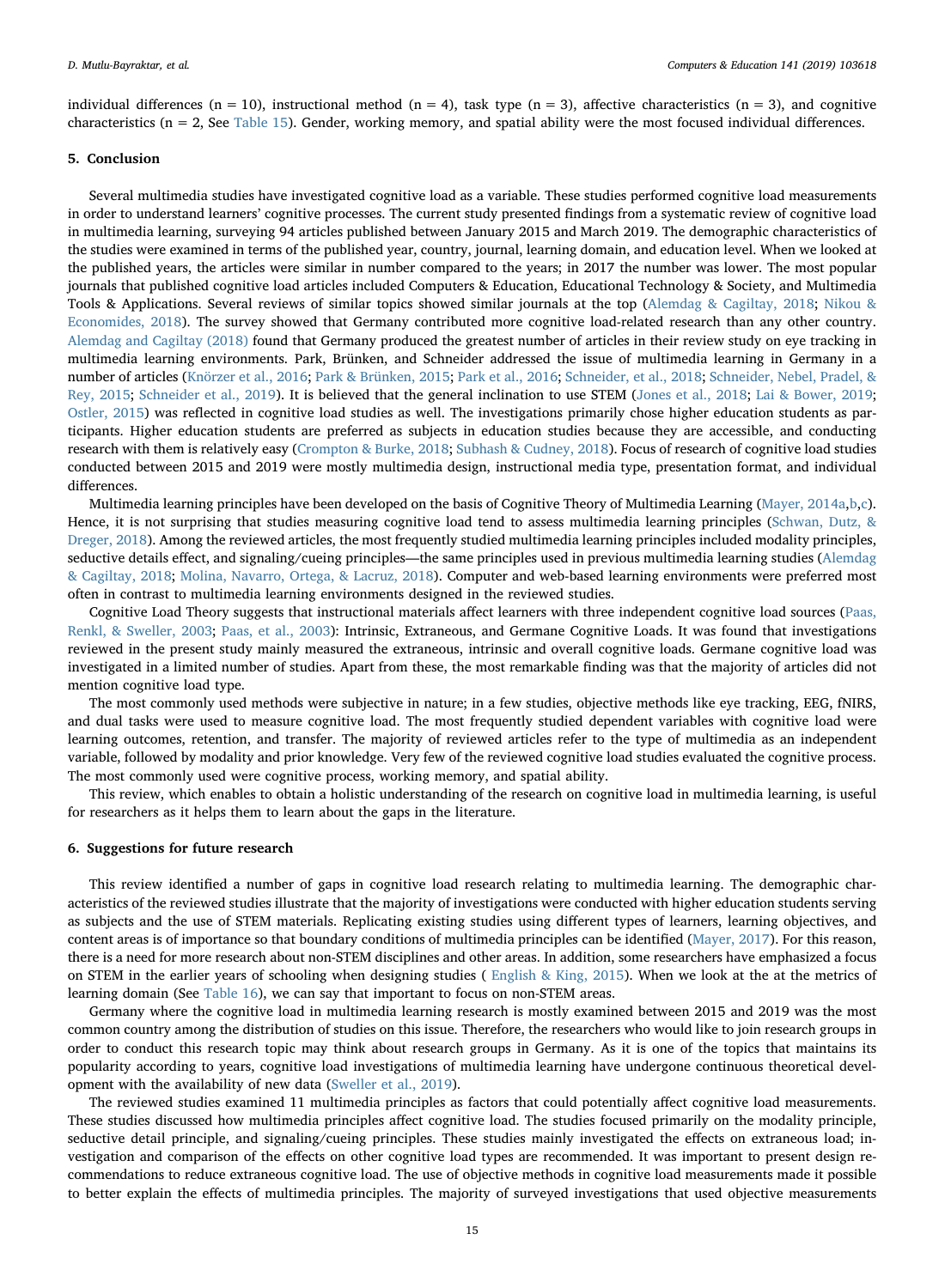individual differences (n = 10), instructional method (n = 4), task type (n = 3), affective characteristics (n = 3), and cognitive characteristics (n = 2, See Table 15). Gender, working memory, and spatial ability were the most focused individual differences.

## 5. Conclusion

Several multimedia studies have investigated cognitive load as a variable. These studies performed cognitive load measurements in order to understand learners' cognitive processes. The current study presented findings from a systematic review of cognitive load in multimedia learning, surveying 94 articles published between January 2015 and March 2019. The demographic characteristics of the studies were examined in terms of the published year, country, journal, learning domain, and education level. When we looked at the published years, the articles were similar in number compared to the years; in 2017 the number was lower. The most popular journals that published cognitive load articles included Computers & Education, Educational Technology & Society, and Multimedia Tools & Applications. Several reviews of similar topics showed similar journals at the top (Alemdag & Cagiltay, 2018; Nikou & Economides, 2018). The survey showed that Germany contributed more cognitive load-related research than any other country. Alemdag and Cagiltay (2018) found that Germany produced the greatest number of articles in their review study on eye tracking in multimedia learning environments. Park, Brünken, and Schneider addressed the issue of multimedia learning in Germany in a number of articles (Knörzer et al., 2016; Park & Brünken, 2015; Park et al., 2016; Schneider, et al., 2018; Schneider, Nebel, Pradel, & Rey, 2015; Schneider et al., 2019). It is believed that the general inclination to use STEM (Jones et al., 2018; Lai & Bower, 2019; Ostler, 2015) was reflected in cognitive load studies as well. The investigations primarily chose higher education students as participants. Higher education students are preferred as subjects in education studies because they are accessible, and conducting research with them is relatively easy (Crompton & Burke, 2018; Subhash & Cudney, 2018). Focus of research of cognitive load studies conducted between 2015 and 2019 were mostly multimedia design, instructional media type, presentation format, and individual differences.

Multimedia learning principles have been developed on the basis of Cognitive Theory of Multimedia Learning (Mayer, 2014a,b,c). Hence, it is not surprising that studies measuring cognitive load tend to assess multimedia learning principles (Schwan, Dutz, & Dreger, 2018). Among the reviewed articles, the most frequently studied multimedia learning principles included modality principles, seductive details effect, and signaling/cueing principles—the same principles used in previous multimedia learning studies (Alemdag & Cagiltay, 2018; Molina, Navarro, Ortega, & Lacruz, 2018). Computer and web-based learning environments were preferred most often in contrast to multimedia learning environments designed in the reviewed studies.

Cognitive Load Theory suggests that instructional materials affect learners with three independent cognitive load sources (Paas, Renkl, & Sweller, 2003; Paas, et al., 2003): Intrinsic, Extraneous, and Germane Cognitive Loads. It was found that investigations reviewed in the present study mainly measured the extraneous, intrinsic and overall cognitive loads. Germane cognitive load was investigated in a limited number of studies. Apart from these, the most remarkable finding was that the majority of articles did not mention cognitive load type.

The most commonly used methods were subjective in nature; in a few studies, objective methods like eye tracking, EEG, fNIRS, and dual tasks were used to measure cognitive load. The most frequently studied dependent variables with cognitive load were learning outcomes, retention, and transfer. The majority of reviewed articles refer to the type of multimedia as an independent variable, followed by modality and prior knowledge. Very few of the reviewed cognitive load studies evaluated the cognitive process. The most commonly used were cognitive process, working memory, and spatial ability.

This review, which enables to obtain a holistic understanding of the research on cognitive load in multimedia learning, is useful for researchers as it helps them to learn about the gaps in the literature.

## 6. Suggestions for future research

This review identified a number of gaps in cognitive load research relating to multimedia learning. The demographic characteristics of the reviewed studies illustrate that the majority of investigations were conducted with higher education students serving as subjects and the use of STEM materials. Replicating existing studies using different types of learners, learning objectives, and content areas is of importance so that boundary conditions of multimedia principles can be identified (Mayer, 2017). For this reason, there is a need for more research about non-STEM disciplines and other areas. In addition, some researchers have emphasized a focus on STEM in the earlier years of schooling when designing studies ( English & King, 2015). When we look at the at the metrics of learning domain (See Table 16), we can say that important to focus on non-STEM areas.

Germany where the cognitive load in multimedia learning research is mostly examined between 2015 and 2019 was the most common country among the distribution of studies on this issue. Therefore, the researchers who would like to join research groups in order to conduct this research topic may think about research groups in Germany. As it is one of the topics that maintains its popularity according to years, cognitive load investigations of multimedia learning have undergone continuous theoretical development with the availability of new data (Sweller et al., 2019).

The reviewed studies examined 11 multimedia principles as factors that could potentially affect cognitive load measurements. These studies discussed how multimedia principles affect cognitive load. The studies focused primarily on the modality principle, seductive detail principle, and signaling/cueing principles. These studies mainly investigated the effects on extraneous load; investigation and comparison of the effects on other cognitive load types are recommended. It was important to present design recommendations to reduce extraneous cognitive load. The use of objective methods in cognitive load measurements made it possible to better explain the effects of multimedia principles. The majority of surveyed investigations that used objective measurements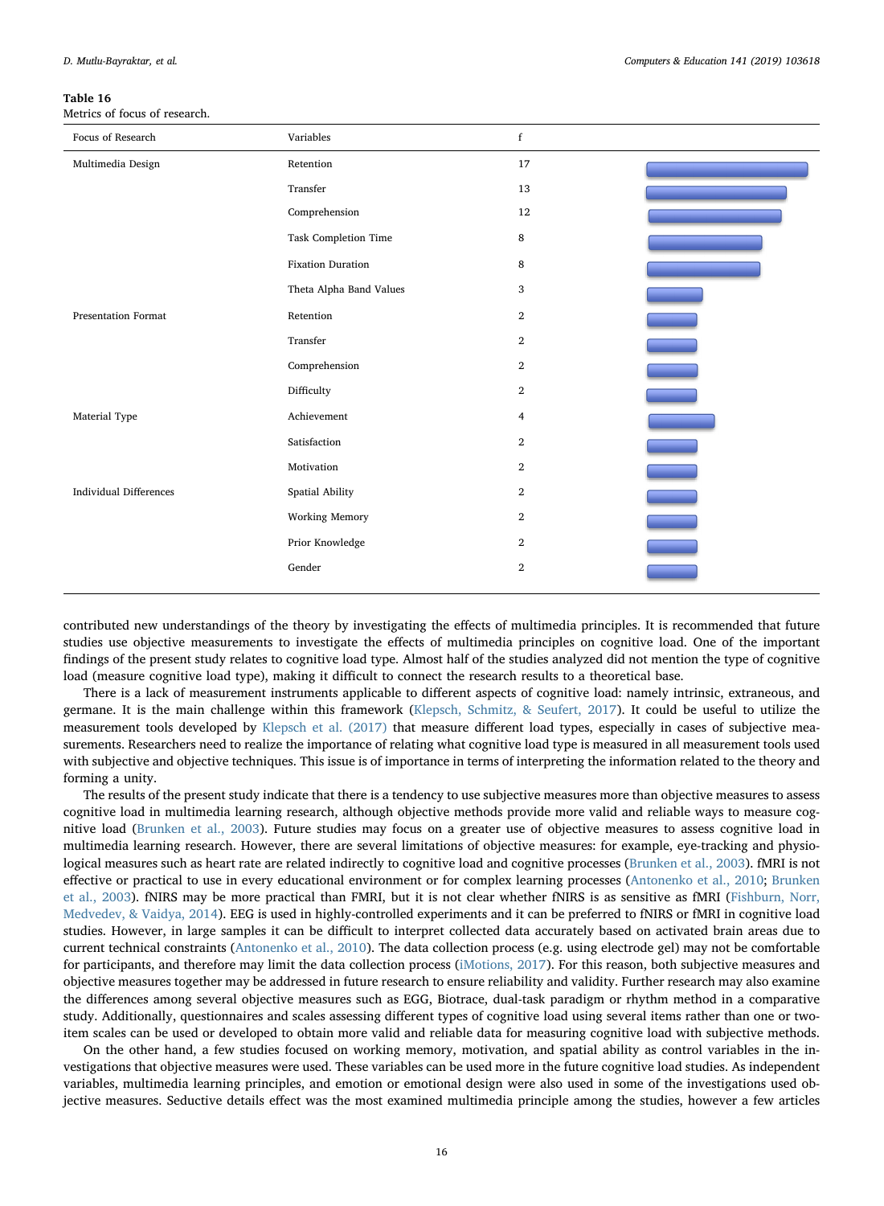**Table 16**
Metrics of focus of research.

| Focus of Research | Variables | f |
|---|---|---|
| Multimedia Design | Retention | 17 |
| | Transfer | 13 |
| | Comprehension | 12 |
| | Task Completion Time | 8 |
| | Fixation Duration | 8 |
| | Theta Alpha Band Values | 3 |
| Presentation Format | Retention | 2 |
| | Transfer | 2 |
| | Comprehension | 2 |
| | Difficulty | 2 |
| Material Type | Achievement | 4 |
| | Satisfaction | 2 |
| | Motivation | 2 |
| Individual Differences | Spatial Ability | 2 |
| | Working Memory | 2 |
| | Prior Knowledge | 2 |
| | Gender | 2 |

contributed new understandings of the theory by investigating the effects of multimedia principles. It is recommended that future studies use objective measurements to investigate the effects of multimedia principles on cognitive load. One of the important findings of the present study relates to cognitive load type. Almost half of the studies analyzed did not mention the type of cognitive load (measure cognitive load type), making it difficult to connect the research results to a theoretical base.

There is a lack of measurement instruments applicable to different aspects of cognitive load: namely intrinsic, extraneous, and germane. It is the main challenge within this framework (Klepsch, Schmitz, & Seufert, 2017). It could be useful to utilize the measurement tools developed by Klepsch et al. (2017) that measure different load types, especially in cases of subjective measurements. Researchers need to realize the importance of relating what cognitive load type is measured in all measurement tools used with subjective and objective techniques. This issue is of importance in terms of interpreting the information related to the theory and forming a unity.

The results of the present study indicate that there is a tendency to use subjective measures more than objective measures to assess cognitive load in multimedia learning research, although objective methods provide more valid and reliable ways to measure cognitive load (Brunken et al., 2003). Future studies may focus on a greater use of objective measures to assess cognitive load in multimedia learning research. However, there are several limitations of objective measures: for example, eye-tracking and physiological measures such as heart rate are related indirectly to cognitive load and cognitive processes (Brunken et al., 2003). fMRI is not effective or practical to use in every educational environment or for complex learning processes (Antonenko et al., 2010; Brunken et al., 2003). fNIRS may be more practical than FMRI, but it is not clear whether fNIRS is as sensitive as fMRI (Fishburn, Norr, Medvedev, & Vaidya, 2014). EEG is used in highly-controlled experiments and it can be preferred to fNIRS or fMRI in cognitive load studies. However, in large samples it can be difficult to interpret collected data accurately based on activated brain areas due to current technical constraints (Antonenko et al., 2010). The data collection process (e.g. using electrode gel) may not be comfortable for participants, and therefore may limit the data collection process (iMotions, 2017). For this reason, both subjective measures and objective measures together may be addressed in future research to ensure reliability and validity. Further research may also examine the differences among several objective measures such as EGG, Biotrace, dual-task paradigm or rhythm method in a comparative study. Additionally, questionnaires and scales assessing different types of cognitive load using several items rather than one or two-item scales can be used or developed to obtain more valid and reliable data for measuring cognitive load with subjective methods.

On the other hand, a few studies focused on working memory, motivation, and spatial ability as control variables in the investigations that objective measures were used. These variables can be used more in the future cognitive load studies. As independent variables, multimedia learning principles, and emotion or emotional design were also used in some of the investigations used objective measures. Seductive details effect was the most examined multimedia principle among the studies, however a few articles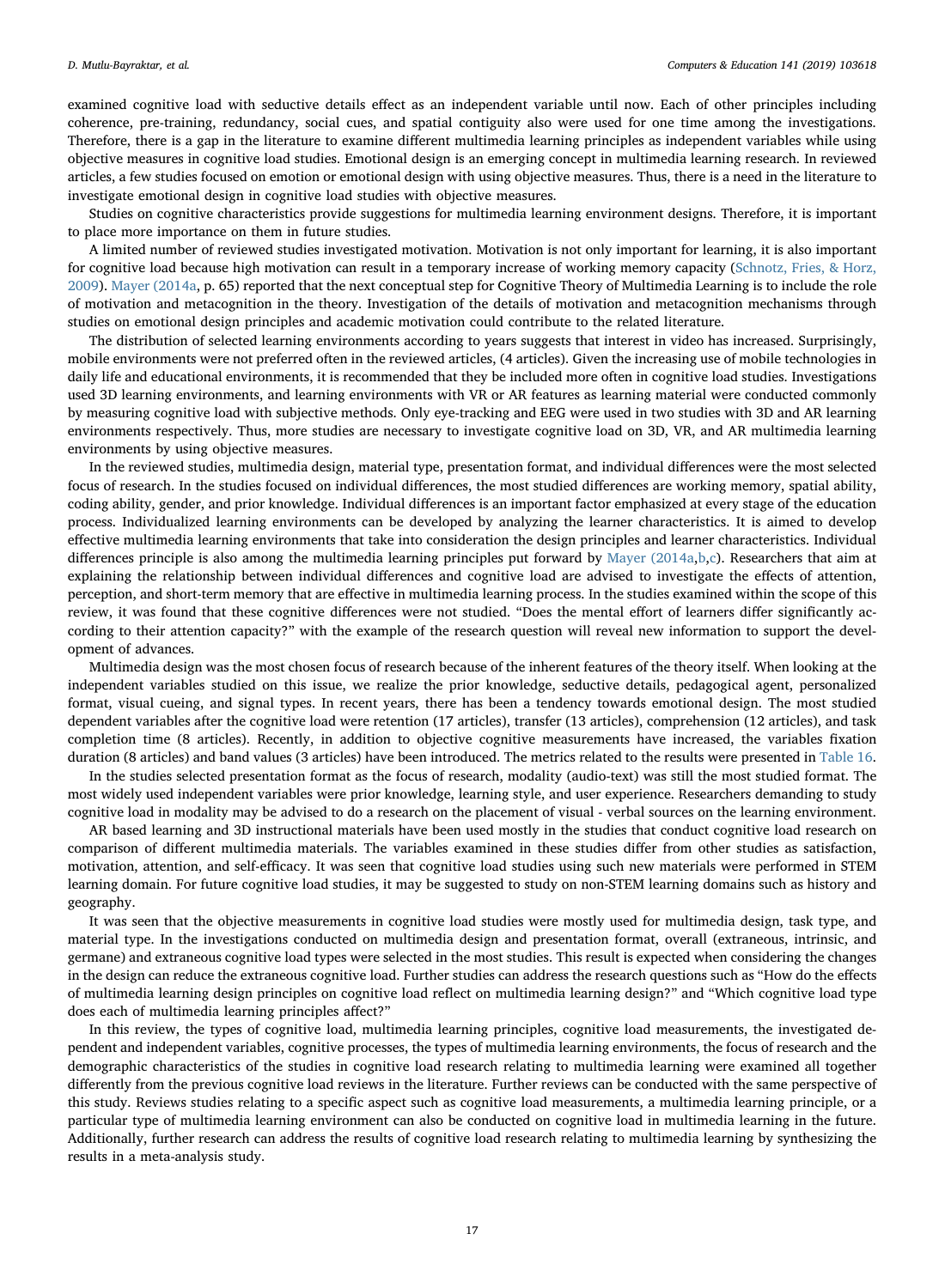examined cognitive load with seductive details effect as an independent variable until now. Each of other principles including coherence, pre-training, redundancy, social cues, and spatial contiguity also were used for one time among the investigations. Therefore, there is a gap in the literature to examine different multimedia learning principles as independent variables while using objective measures in cognitive load studies. Emotional design is an emerging concept in multimedia learning research. In reviewed articles, a few studies focused on emotion or emotional design with using objective measures. Thus, there is a need in the literature to investigate emotional design in cognitive load studies with objective measures.

Studies on cognitive characteristics provide suggestions for multimedia learning environment designs. Therefore, it is important to place more importance on them in future studies.

A limited number of reviewed studies investigated motivation. Motivation is not only important for learning, it is also important for cognitive load because high motivation can result in a temporary increase of working memory capacity (Schnotz, Fries, & Horz, 2009). Mayer (2014a, p. 65) reported that the next conceptual step for Cognitive Theory of Multimedia Learning is to include the role of motivation and metacognition in the theory. Investigation of the details of motivation and metacognition mechanisms through studies on emotional design principles and academic motivation could contribute to the related literature.

The distribution of selected learning environments according to years suggests that interest in video has increased. Surprisingly, mobile environments were not preferred often in the reviewed articles, (4 articles). Given the increasing use of mobile technologies in daily life and educational environments, it is recommended that they be included more often in cognitive load studies. Investigations used 3D learning environments, and learning environments with VR or AR features as learning material were conducted commonly by measuring cognitive load with subjective methods. Only eye-tracking and EEG were used in two studies with 3D and AR learning environments respectively. Thus, more studies are necessary to investigate cognitive load on 3D, VR, and AR multimedia learning environments by using objective measures.

In the reviewed studies, multimedia design, material type, presentation format, and individual differences were the most selected focus of research. In the studies focused on individual differences, the most studied differences are working memory, spatial ability, coding ability, gender, and prior knowledge. Individual differences is an important factor emphasized at every stage of the education process. Individualized learning environments can be developed by analyzing the learner characteristics. It is aimed to develop effective multimedia learning environments that take into consideration the design principles and learner characteristics. Individual differences principle is also among the multimedia learning principles put forward by Mayer (2014a,b,c). Researchers that aim at explaining the relationship between individual differences and cognitive load are advised to investigate the effects of attention, perception, and short-term memory that are effective in multimedia learning process. In the studies examined within the scope of this review, it was found that these cognitive differences were not studied. "Does the mental effort of learners differ significantly according to their attention capacity?" with the example of the research question will reveal new information to support the development of advances.

Multimedia design was the most chosen focus of research because of the inherent features of the theory itself. When looking at the independent variables studied on this issue, we realize the prior knowledge, seductive details, pedagogical agent, personalized format, visual cueing, and signal types. In recent years, there has been a tendency towards emotional design. The most studied dependent variables after the cognitive load were retention (17 articles), transfer (13 articles), comprehension (12 articles), and task completion time (8 articles). Recently, in addition to objective cognitive measurements have increased, the variables fixation duration (8 articles) and band values (3 articles) have been introduced. The metrics related to the results were presented in Table 16.

In the studies selected presentation format as the focus of research, modality (audio-text) was still the most studied format. The most widely used independent variables were prior knowledge, learning style, and user experience. Researchers demanding to study cognitive load in modality may be advised to do a research on the placement of visual - verbal sources on the learning environment.

AR based learning and 3D instructional materials have been used mostly in the studies that conduct cognitive load research on comparison of different multimedia materials. The variables examined in these studies differ from other studies as satisfaction, motivation, attention, and self-efficacy. It was seen that cognitive load studies using such new materials were performed in STEM learning domain. For future cognitive load studies, it may be suggested to study on non-STEM learning domains such as history and geography.

It was seen that the objective measurements in cognitive load studies were mostly used for multimedia design, task type, and material type. In the investigations conducted on multimedia design and presentation format, overall (extraneous, intrinsic, and germane) and extraneous cognitive load types were selected in the most studies. This result is expected when considering the changes in the design can reduce the extraneous cognitive load. Further studies can address the research questions such as "How do the effects of multimedia learning design principles on cognitive load reflect on multimedia learning design?" and "Which cognitive load type does each of multimedia learning principles affect?"

In this review, the types of cognitive load, multimedia learning principles, cognitive load measurements, the investigated dependent and independent variables, cognitive processes, the types of multimedia learning environments, the focus of research and the demographic characteristics of the studies in cognitive load research relating to multimedia learning were examined all together differently from the previous cognitive load reviews in the literature. Further reviews can be conducted with the same perspective of this study. Reviews studies relating to a specific aspect such as cognitive load measurements, a multimedia learning principle, or a particular type of multimedia learning environment can also be conducted on cognitive load in multimedia learning in the future. Additionally, further research can address the results of cognitive load research relating to multimedia learning by synthesizing the results in a meta-analysis study.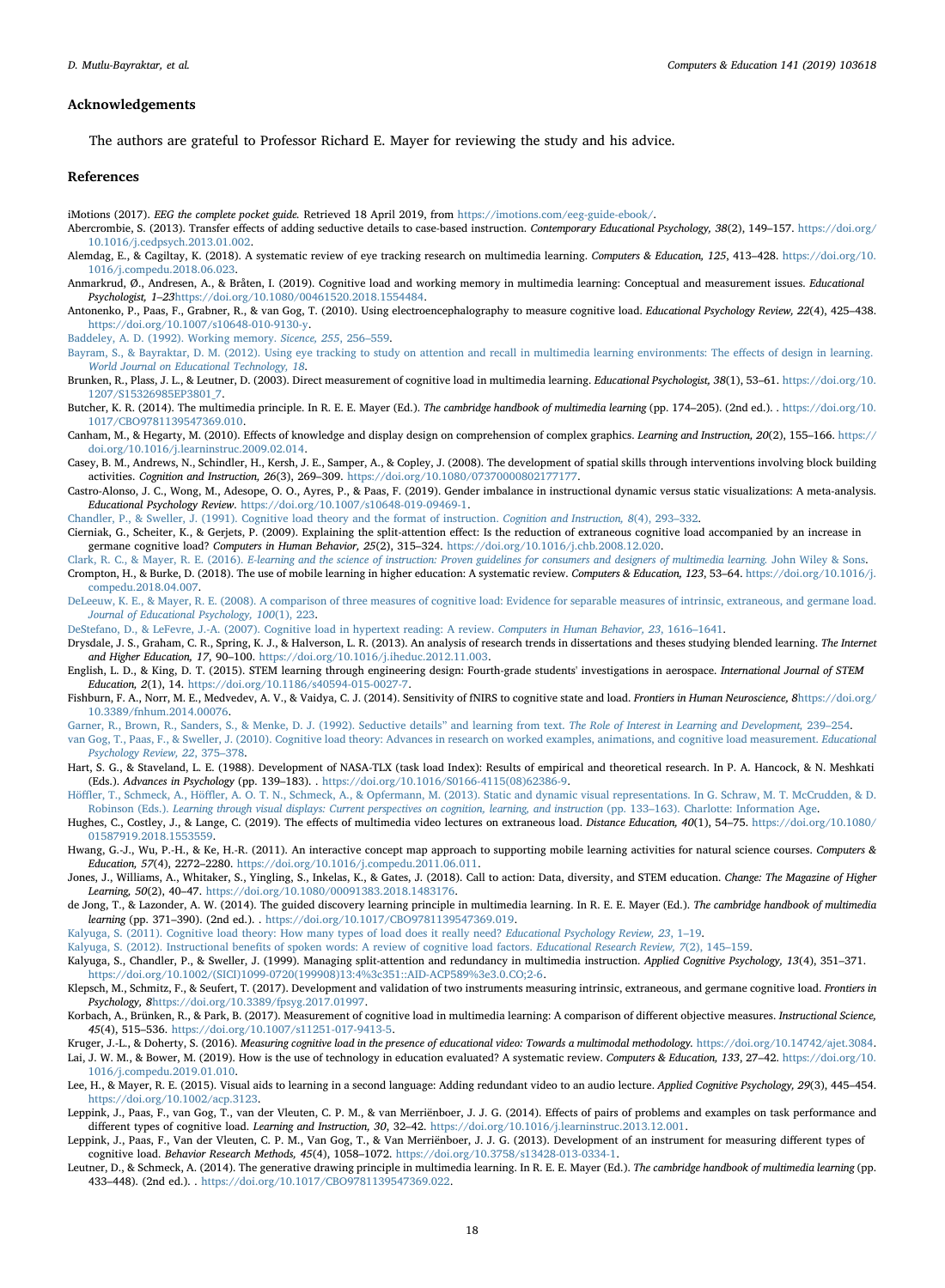## Acknowledgements

The authors are grateful to Professor Richard E. Mayer for reviewing the study and his advice.

## References

iMotions (2017). *EEG the complete pocket guide.* Retrieved 18 April 2019, from https://imotions.com/eeg-guide-ebook/.

Abercrombie, S. (2013). Transfer effects of adding seductive details to case-based instruction. *Contemporary Educational Psychology, 38*(2), 149–157. https://doi.org/10.1016/j.cedpsych.2013.01.002.

Alemdag, E., & Cagiltay, K. (2018). A systematic review of eye tracking research on multimedia learning. *Computers & Education, 125*, 413–428. https://doi.org/10.1016/j.compedu.2018.06.023.

Anmarkrud, Ø., Andresen, A., & Bråten, I. (2019). Cognitive load and working memory in multimedia learning: Conceptual and measurement issues. *Educational Psychologist, 1–23*https://doi.org/10.1080/00461520.2018.1554484.

Antonenko, P., Paas, F., Grabner, R., & van Gog, T. (2010). Using electroencephalography to measure cognitive load. *Educational Psychology Review, 22*(4), 425–438. https://doi.org/10.1007/s10648-010-9130-y.

Baddeley, A. D. (1992). Working memory. *Science, 255*, 256–559.

Bayram, S., & Bayraktar, D. M. (2012). Using eye tracking to study on attention and recall in multimedia learning environments: The effects of design in learning. *World Journal on Educational Technology, 18*.

Brunken, R., Plass, J. L., & Leutner, D. (2003). Direct measurement of cognitive load in multimedia learning. *Educational Psychologist, 38*(1), 53–61. https://doi.org/10.1207/S15326985EP3801_7.

Butcher, K. R. (2014). The multimedia principle. In R. E. E. Mayer (Ed.). *The cambridge handbook of multimedia learning* (pp. 174–205). (2nd ed.). . https://doi.org/10.1017/CBO9781139547369.010.

Canham, M., & Hegarty, M. (2010). Effects of knowledge and display design on comprehension of complex graphics. *Learning and Instruction, 20*(2), 155–166. https://doi.org/10.1016/j.learninstruc.2009.02.014.

Casey, B. M., Andrews, N., Schindler, H., Kersh, J. E., Samper, A., & Copley, J. (2008). The development of spatial skills through interventions involving block building activities. *Cognition and Instruction, 26*(3), 269–309. https://doi.org/10.1080/07370000802177177.

Castro-Alonso, J. C., Wong, M., Adesope, O. O., Ayres, P., & Paas, F. (2019). Gender imbalance in instructional dynamic versus static visualizations: A meta-analysis. *Educational Psychology Review*. https://doi.org/10.1007/s10648-019-09469-1.

Chandler, P., & Sweller, J. (1991). Cognitive load theory and the format of instruction. *Cognition and Instruction, 8*(4), 293–332.

Cierniak, G., Scheiter, K., & Gerjets, P. (2009). Explaining the split-attention effect: Is the reduction of extraneous cognitive load accompanied by an increase in germane cognitive load? *Computers in Human Behavior, 25*(2), 315–324. https://doi.org/10.1016/j.chb.2008.12.020.

Clark, R. C., & Mayer, R. E. (2016). *E-learning and the science of instruction: Proven guidelines for consumers and designers of multimedia learning.* John Wiley & Sons.

Crompton, H., & Burke, D. (2018). The use of mobile learning in higher education: A systematic review. *Computers & Education, 123*, 53–64. https://doi.org/10.1016/j.compedu.2018.04.007.

DeLeeuw, K. E., & Mayer, R. E. (2008). A comparison of three measures of cognitive load: Evidence for separable measures of intrinsic, extraneous, and germane load. *Journal of Educational Psychology, 100*(1), 223.

DeStefano, D., & LeFevre, J.-A. (2007). Cognitive load in hypertext reading: A review. *Computers in Human Behavior, 23*, 1616–1641.

Drysdale, J. S., Graham, C. R., Spring, K. J., & Halverson, L. R. (2013). An analysis of research trends in dissertations and theses studying blended learning. *The Internet and Higher Education, 17*, 90–100. https://doi.org/10.1016/j.iheduc.2012.11.003.

English, L. D., & King, D. T. (2015). STEM learning through engineering design: Fourth-grade students' investigations in aerospace. *International Journal of STEM Education, 2*(1), 14. https://doi.org/10.1186/s40594-015-0027-7.

Fishburn, F. A., Norr, M. E., Medvedev, A. V., & Vaidya, C. J. (2014). Sensitivity of fNIRS to cognitive state and load. *Frontiers in Human Neuroscience, 8*https://doi.org/10.3389/fnhum.2014.00076.

Garner, R., Brown, R., Sanders, S., & Menke, D. J. (1992). Seductive details" and learning from text. *The Role of Interest in Learning and Development,* 239–254.

van Gog, T., Paas, F., & Sweller, J. (2010). Cognitive load theory: Advances in research on worked examples, animations, and cognitive load measurement. *Educational Psychology Review, 22*, 375–378.

Hart, S. G., & Staveland, L. E. (1988). Development of NASA-TLX (task load Index): Results of empirical and theoretical research. In P. A. Hancock, & N. Meshkati (Eds.). *Advances in Psychology* (pp. 139–183). . https://doi.org/10.1016/S0166-4115(08)62386-9.

Höffler, T., Schmeck, A., Höffler, A. O. T. N., Schmeck, A., & Opfermann, M. (2013). Static and dynamic visual representations. In G. Schraw, M. T. McCrudden, & D. Robinson (Eds.). *Learning through visual displays: Current perspectives on cognition, learning, and instruction* (pp. 133–163). Charlotte: Information Age.

Hughes, C., Costley, J., & Lange, C. (2019). The effects of multimedia video lectures on extraneous load. *Distance Education, 40*(1), 54–75. https://doi.org/10.1080/01587919.2018.1553559.

Hwang, G.-J., Wu, P.-H., & Ke, H.-R. (2011). An interactive concept map approach to supporting mobile learning activities for natural science courses. *Computers & Education, 57*(4), 2272–2280. https://doi.org/10.1016/j.compedu.2011.06.011.

Jones, J., Williams, A., Whitaker, S., Yingling, S., Inkelas, K., & Gates, J. (2018). Call to action: Data, diversity, and STEM education. *Change: The Magazine of Higher Learning, 50*(2), 40–47. https://doi.org/10.1080/00091383.2018.1483176.

de Jong, T., & Lazonder, A. W. (2014). The guided discovery learning principle in multimedia learning. In R. E. E. Mayer (Ed.). *The cambridge handbook of multimedia learning* (pp. 371–390). (2nd ed.). . https://doi.org/10.1017/CBO9781139547369.019.

Kalyuga, S. (2011). Cognitive load theory: How many types of load does it really need? *Educational Psychology Review, 23*, 1–19.

Kalyuga, S. (2012). Instructional benefits of spoken words: A review of cognitive load factors. *Educational Research Review, 7*(2), 145–159.

Kalyuga, S., Chandler, P., & Sweller, J. (1999). Managing split-attention and redundancy in multimedia instruction. *Applied Cognitive Psychology, 13*(4), 351–371. https://doi.org/10.1002/(SICI)1099-0720(199908)13:4%3c351::AID-ACP589%3e3.0.CO;2-6.

Klepsch, M., Schmitz, F., & Seufert, T. (2017). Development and validation of two instruments measuring intrinsic, extraneous, and germane cognitive load. *Frontiers in Psychology, 8*https://doi.org/10.3389/fpsyg.2017.01997.

Korbach, A., Brünken, R., & Park, B. (2017). Measurement of cognitive load in multimedia learning: A comparison of different objective measures. *Instructional Science, 45*(4), 515–536. https://doi.org/10.1007/s11251-017-9413-5.

Kruger, J.-L., & Doherty, S. (2016). *Measuring cognitive load in the presence of educational video: Towards a multimodal methodology.* https://doi.org/10.14742/ajet.3084.

Lai, J. W. M., & Bower, M. (2019). How is the use of technology in education evaluated? A systematic review. *Computers & Education, 133*, 27–42. https://doi.org/10.1016/j.compedu.2019.01.010.

Lee, H., & Mayer, R. E. (2015). Visual aids to learning in a second language: Adding redundant video to an audio lecture. *Applied Cognitive Psychology, 29*(3), 445–454. https://doi.org/10.1002/acp.3123.

Leppink, J., Paas, F., van Gog, T., van der Vleuten, C. P. M., & van Merriënboer, J. J. G. (2014). Effects of pairs of problems and examples on task performance and different types of cognitive load. *Learning and Instruction, 30*, 32–42. https://doi.org/10.1016/j.learninstruc.2013.12.001.

Leppink, J., Paas, F., Van der Vleuten, C. P. M., Van Gog, T., & Van Merriënboer, J. J. G. (2013). Development of an instrument for measuring different types of cognitive load. *Behavior Research Methods, 45*(4), 1058–1072. https://doi.org/10.3758/s13428-013-0334-1.

Leutner, D., & Schmeck, A. (2014). The generative drawing principle in multimedia learning. In R. E. E. Mayer (Ed.). *The cambridge handbook of multimedia learning* (pp. 433–448). (2nd ed.). . https://doi.org/10.1017/CBO9781139547369.022.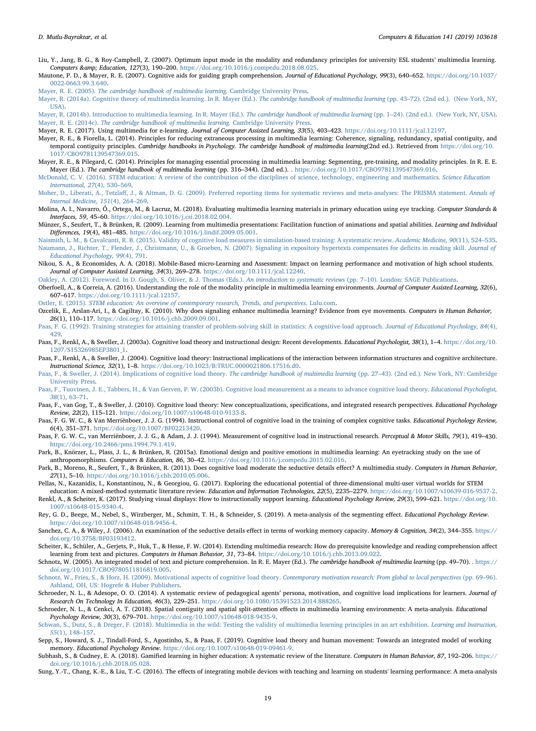Liu, Y., Jang, B. G., & Roy-Campbell, Z. (2007). Optimum input mode in the modality and redundancy principles for university ESL students' multimedia learning. *Computers &amp; Education, 127*(3), 190–200. https://doi.org/10.1016/j.compedu.2018.08.025.

Mautone, P. D., & Mayer, R. E. (2007). Cognitive aids for guiding graph comprehension. *Journal of Educational Psychology, 99*(3), 640–652. https://doi.org/10.1037/0022-0663.99.3.640.

Mayer, R. E. (2005). *The cambridge handbook of multimedia learning.* Cambridge University Press.

Mayer, R. (2014a). Cognitive theory of multimedia learning. In R. Mayer (Ed.). *The cambridge handbook of multimedia learning* (pp. 43–72). (2nd ed.). (New York, NY, USA).

Mayer, R. (2014b). Introduction to multimedia learning. In R. Mayer (Ed.). *The cambridge handbook of multimedia learning* (pp. 1–24). (2nd ed.). (New York, NY, USA).

Mayer, R. E. (2014c). *The cambridge handbook of multimedia learning.* Cambridge University Press.

Mayer, R. E. (2017). Using multimedia for e-learning. *Journal of Computer Assisted Learning, 33*(5), 403–423. https://doi.org/10.1111/jcal.12197.

Mayer, R. E., & Fiorella, L. (2014). Principles for reducing extraneous processing in multimedia learning: Coherence, signaling, redundancy, spatial contiguity, and temporal contiguity principles. *Cambridge handbooks in Psychology. The cambridge handbook of multimedia learning*(2nd ed.). Retrieved from https://doi.org/10.1017/CBO9781139547369.015.

Mayer, R. E., & Pilegard, C. (2014). Principles for managing essential processing in multimedia learning: Segmenting, pre-training, and modality principles. In R. E. E. Mayer (Ed.). *The cambridge handbook of multimedia learning* (pp. 316–344). (2nd ed.). . https://doi.org/10.1017/CBO9781139547369.016.

McDonald, C. V. (2016). STEM education: A review of the contribution of the disciplines of science, technology, engineering and mathematics. *Science Education International, 27*(4), 530–569.

Moher, D., Liberati, A., Tetzlaff, J., & Altman, D. G. (2009). Preferred reporting items for systematic reviews and meta-analyses: The PRISMA statement. *Annals of Internal Medicine, 151*(4), 264–269.

Molina, A. I., Navarro, Ó., Ortega, M., & Lacruz, M. (2018). Evaluating multimedia learning materials in primary education using eye tracking. *Computer Standards & Interfaces, 59*, 45–60. https://doi.org/10.1016/j.csi.2018.02.004.

Münzer, S., Seufert, T., & Brünken, R. (2009). Learning from multimedia presentations: Facilitation function of animations and spatial abilities. *Learning and Individual Differences, 19*(4), 481–485. https://doi.org/10.1016/j.lindif.2009.05.001.

Naismith, L. M., & Cavalcanti, R. B. (2015). Validity of cognitive load measures in simulation-based training: A systematic review. *Academic Medicine, 90*(11), 524–535.

Naumann, J., Richter, T., Flender, J., Christmann, U., & Groeben, N. (2007). Signaling in expository hypertexts compensates for deficits in reading skill. *Journal of Educational Psychology, 99*(4), 791.

Nikou, S. A., & Economides, A. A. (2018). Mobile-Based micro-Learning and Assessment: Impact on learning performance and motivation of high school students. *Journal of Computer Assisted Learning, 34*(3), 269–278. https://doi.org/10.1111/jcal.12240.

Oakley, A. (2012). Foreword. In D. Gough, S. Oliver, & J. Thomas (Eds.). *An introduction to systematic reviews* (pp. 7–10). London: SAGE Publications.

Oberfoell, A., & Correia, A. (2016). Understanding the role of the modality principle in multimedia learning environments. *Journal of Computer Assisted Learning, 32*(6), 607–617. https://doi.org/10.1111/jcal.12157.

Ostler, E. (2015). *STEM education: An overview of contemporary research, Trends, and perspectives.* Lulu.com.

Ozcelik, E., Arslan-Ari, I., & Cagiltay, K. (2010). Why does signaling enhance multimedia learning? Evidence from eye movements. *Computers in Human Behavior, 26*(1), 110–117. https://doi.org/10.1016/j.chb.2009.09.001.

Paas, F. G. (1992). Training strategies for attaining transfer of problem-solving skill in statistics: A cognitive-load approach. *Journal of Educational Psychology, 84*(4), 429.

Paas, F., Renkl, A., & Sweller, J. (2003a). Cognitive load theory and instructional design: Recent developments. *Educational Psychologist, 38*(1), 1–4. https://doi.org/10.1207/S15326985EP3801_1.

Paas, F., Renkl, A., & Sweller, J. (2004). Cognitive load theory: Instructional implications of the interaction between information structures and cognitive architecture. *Instructional Science, 32*(1), 1–8. https://doi.org/10.1023/B:TRUC.0000021806.17516.d0.

Paas, F., & Sweller, J. (2014). Implications of cognitive load theory. *The cambridge handbook of multimedia learning* (pp. 27–43). (2nd ed.). New York, NY: Cambridge University Press.

Paas, F., Tuovinen, J. E., Tabbers, H., & Van Gerven, P. W. (2003b). Cognitive load measurement as a means to advance cognitive load theory. *Educational Psychologist, 38*(1), 63–71.

Paas, F., van Gog, T., & Sweller, J. (2010). Cognitive load theory: New conceptualizations, specifications, and integrated research perspectives. *Educational Psychology Review, 22*(2), 115–121. https://doi.org/10.1007/s10648-010-9133-8.

Paas, F. G. W. C., & Van Merriënboer, J. J. G. (1994). Instructional control of cognitive load in the training of complex cognitive tasks. *Educational Psychology Review, 6*(4), 351–371. https://doi.org/10.1007/BF02213420.

Paas, F. G. W. C., van Merriënboer, J. J. G., & Adam, J. J. (1994). Measurement of cognitive load in instructional research. *Perceptual & Motor Skills, 79*(1), 419–430. https://doi.org/10.2466/pms.1994.79.1.419.

Park, B., Knörzer, L., Plass, J. L., & Brünken, R. (2015a). Emotional design and positive emotions in multimedia learning: An eyetracking study on the use of anthropomorphisms. *Computers & Education, 86*, 30–42. https://doi.org/10.1016/j.compedu.2015.02.016.

Park, B., Moreno, R., Seufert, T., & Brünken, R. (2011). Does cognitive load moderate the seductive details effect? A multimedia study. *Computers in Human Behavior, 27*(1), 5–10. https://doi.org/10.1016/j.chb.2010.05.006.

Pellas, N., Kazanidis, I., Konstantinou, N., & Georgiou, G. (2017). Exploring the educational potential of three-dimensional multi-user virtual worlds for STEM education: A mixed-method systematic literature review. *Education and Information Technologies, 22*(5), 2235–2279. https://doi.org/10.1007/s10639-016-9537-2.

Renkl, A., & Scheiter, K. (2017). Studying visual displays: How to instructionally support learning. *Educational Psychology Review, 29*(3), 599–621. https://doi.org/10.1007/s10648-015-9340-4.

Rey, G. D., Beege, M., Nebel, S., Wirzberger, M., Schmitt, T. H., & Schneider, S. (2019). A meta-analysis of the segmenting effect. *Educational Psychology Review*. https://doi.org/10.1007/s10648-018-9456-4.

Sanchez, C. A., & Wiley, J. (2006). An examination of the seductive details effect in terms of working memory capacity. *Memory & Cognition, 34*(2), 344–355. https://doi.org/10.3758/BF03193412.

Scheiter, K., Schüler, A., Gerjets, P., Huk, T., & Hesse, F. W. (2014). Extending multimedia research: How do prerequisite knowledge and reading comprehension affect learning from text and pictures. *Computers in Human Behavior, 31*, 73–84. https://doi.org/10.1016/j.chb.2013.09.022.

Schnotz, W. (2005). An integrated model of text and picture comprehension. In R. E. Mayer (Ed.). *The cambridge handbook of multimedia learning* (pp. 49–70). . https://doi.org/10.1017/CBO9780511816819.005.

Schnotz, W., Fries, S., & Horz, H. (2009). Motivational aspects of cognitive load theory. *Contemporary motivation research: From global to local perspectives* (pp. 69–96). Ashland, OH, US: Hogrefe & Huber Publishers.

Schroeder, N. L., & Adesope, O. O. (2014). A systematic review of pedagogical agents' persona, motivation, and cognitive load implications for learners. *Journal of Research On Technology In Education, 46*(3), 229–251. https://doi.org/10.1080/15391523.2014.888265.

Schroeder, N. L., & Cenkci, A. T. (2018). Spatial contiguity and spatial split-attention effects in multimedia learning environments: A meta-analysis. *Educational Psychology Review, 30*(3), 679–701. https://doi.org/10.1007/s10648-018-9435-9.

Schwan, S., Dutz, S., & Dreger, F. (2018). Multimedia in the wild: Testing the validity of multimedia learning principles in an art exhibition. *Learning and Instruction, 55*(1), 148–157.

Sepp, S., Howard, S. J., Tindall-Ford, S., Agostinho, S., & Paas, F. (2019). Cognitive load theory and human movement: Towards an integrated model of working memory. *Educational Psychology Review*. https://doi.org/10.1007/s10648-019-09461-9.

Subhash, S., & Cudney, E. A. (2018). Gamified learning in higher education: A systematic review of the literature. *Computers in Human Behavior, 87*, 192–206. https://doi.org/10.1016/j.chb.2018.05.028.

Sung, Y.-T., Chang, K.-E., & Liu, T.-C. (2016). The effects of integrating mobile devices with teaching and learning on students' learning performance: A meta-analysis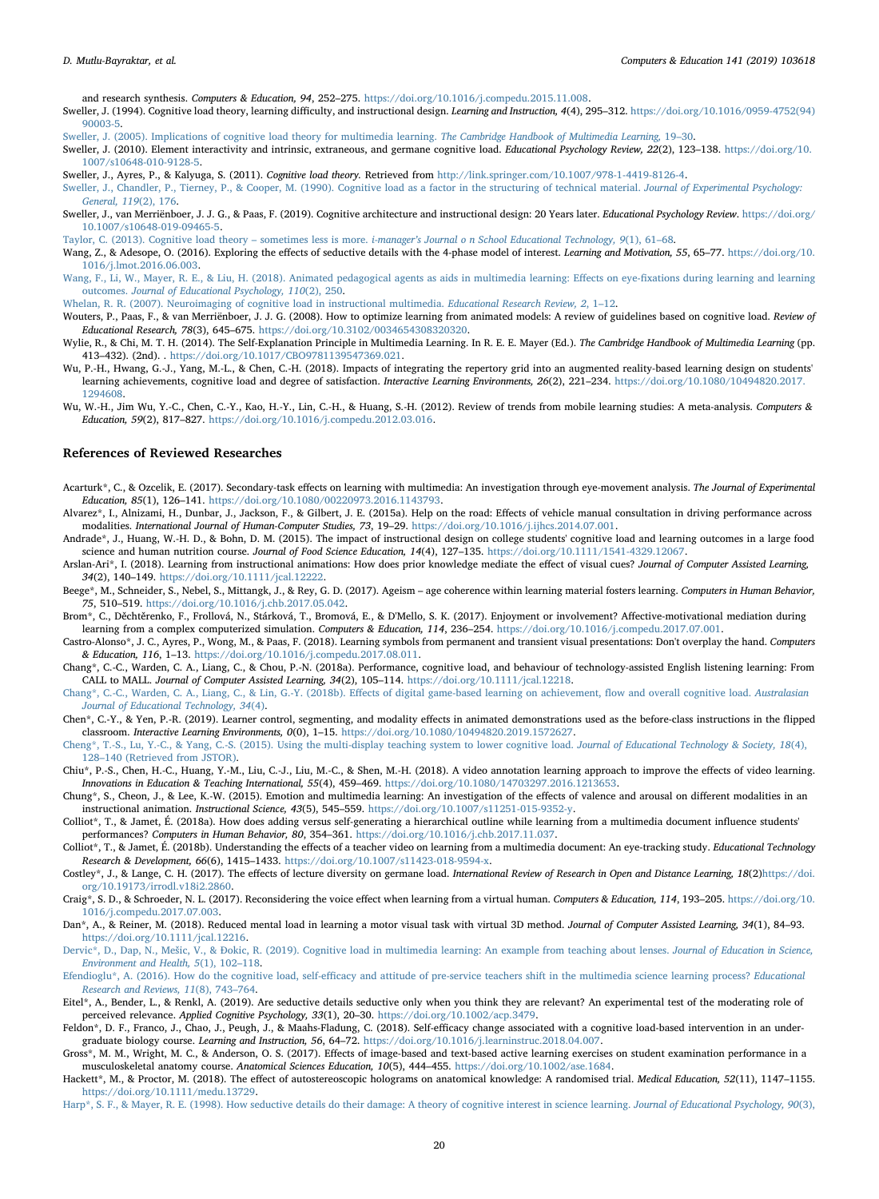and research synthesis. *Computers & Education, 94*, 252–275. https://doi.org/10.1016/j.compedu.2015.11.008.

Sweller, J. (1994). Cognitive load theory, learning difficulty, and instructional design. *Learning and Instruction, 4*(4), 295–312. https://doi.org/10.1016/0959-4752(94)90003-5.

Sweller, J. (2005). Implications of cognitive load theory for multimedia learning. *The Cambridge Handbook of Multimedia Learning*, 19–30.

Sweller, J. (2010). Element interactivity and intrinsic, extraneous, and germane cognitive load. *Educational Psychology Review, 22*(2), 123–138. https://doi.org/10.1007/s10648-010-9128-5.

Sweller, J., Ayres, P., & Kalyuga, S. (2011). *Cognitive load theory*. Retrieved from http://link.springer.com/10.1007/978-1-4419-8126-4.

Sweller, J., Chandler, P., Tierney, P., & Cooper, M. (1990). Cognitive load as a factor in the structuring of technical material. *Journal of Experimental Psychology: General, 119*(2), 176.

Sweller, J., van Merriënboer, J. J. G., & Paas, F. (2019). Cognitive architecture and instructional design: 20 Years later. *Educational Psychology Review*. https://doi.org/10.1007/s10648-019-09465-5.

Taylor, C. (2013). Cognitive load theory – sometimes less is more. *i-manager's Journal o n School Educational Technology, 9*(1), 61–68.

Wang, Z., & Adesope, O. (2016). Exploring the effects of seductive details with the 4-phase model of interest. *Learning and Motivation, 55*, 65–77. https://doi.org/10.1016/j.lmot.2016.06.003.

Wang, F., Li, W., Mayer, R. E., & Liu, H. (2018). Animated pedagogical agents as aids in multimedia learning: Effects on eye-fixations during learning and learning outcomes. *Journal of Educational Psychology, 110*(2), 250.

Whelan, R. R. (2007). Neuroimaging of cognitive load in instructional multimedia. *Educational Research Review, 2*, 1–12.

Wouters, P., Paas, F., & van Merriënboer, J. J. G. (2008). How to optimize learning from animated models: A review of guidelines based on cognitive load. *Review of Educational Research, 78*(3), 645–675. https://doi.org/10.3102/0034654308320320.

Wylie, R., & Chi, M. T. H. (2014). The Self-Explanation Principle in Multimedia Learning. In R. E. E. Mayer (Ed.). *The Cambridge Handbook of Multimedia Learning* (pp. 413–432). (2nd). . https://doi.org/10.1017/CBO9781139547369.021.

Wu, P.-H., Hwang, G.-J., Yang, M.-L., & Chen, C.-H. (2018). Impacts of integrating the repertory grid into an augmented reality-based learning design on students' learning achievements, cognitive load and degree of satisfaction. *Interactive Learning Environments, 26*(2), 221–234. https://doi.org/10.1080/10494820.2017.1294608.

Wu, W.-H., Jim Wu, Y.-C., Chen, C.-Y., Kao, H.-Y., Lin, C.-H., & Huang, S.-H. (2012). Review of trends from mobile learning studies: A meta-analysis. *Computers & Education, 59*(2), 817–827. https://doi.org/10.1016/j.compedu.2012.03.016.

## References of Reviewed Researches

Acarturk*, C., & Ozcelik, E. (2017). Secondary-task effects on learning with multimedia: An investigation through eye-movement analysis. *The Journal of Experimental Education, 85*(1), 126–141. https://doi.org/10.1080/00220973.2016.1143793.

Alvarez*, I., Alnizami, H., Dunbar, J., Jackson, F., & Gilbert, J. E. (2015a). Help on the road: Effects of vehicle manual consultation in driving performance across modalities. *International Journal of Human-Computer Studies, 73*, 19–29. https://doi.org/10.1016/j.ijhcs.2014.07.001.

Andrade*, J., Huang, W.-H. D., & Bohn, D. M. (2015). The impact of instructional design on college students' cognitive load and learning outcomes in a large food science and human nutrition course. *Journal of Food Science Education, 14*(4), 127–135. https://doi.org/10.1111/1541-4329.12067.

Arslan-Ari*, I. (2018). Learning from instructional animations: How does prior knowledge mediate the effect of visual cues? *Journal of Computer Assisted Learning, 34*(2), 140–149. https://doi.org/10.1111/jcal.12222.

Beege*, M., Schneider, S., Nebel, S., Mittangk, J., & Rey, G. D. (2017). Ageism – age coherence within learning material fosters learning. *Computers in Human Behavior, 75*, 510–519. https://doi.org/10.1016/j.chb.2017.05.042.

Brom*, C., Děchtěrenko, F., Frollová, N., Stárková, T., Bromová, E., & D'Mello, S. K. (2017). Enjoyment or involvement? Affective-motivational mediation during learning from a complex computerized simulation. *Computers & Education, 114*, 236–254. https://doi.org/10.1016/j.compedu.2017.07.001.

Castro-Alonso*, J. C., Ayres, P., Wong, M., & Paas, F. (2018). Learning symbols from permanent and transient visual presentations: Don't overplay the hand. *Computers & Education, 116*, 1–13. https://doi.org/10.1016/j.compedu.2017.08.011.

Chang*, C.-C., Warden, C. A., Liang, C., & Chou, P.-N. (2018a). Performance, cognitive load, and behaviour of technology-assisted English listening learning: From CALL to MALL. *Journal of Computer Assisted Learning, 34*(2), 105–114. https://doi.org/10.1111/jcal.12218.

Chang*, C.-C., Warden, C. A., Liang, C., & Lin, G.-Y. (2018b). Effects of digital game-based learning on achievement, flow and overall cognitive load. *Australasian Journal of Educational Technology, 34*(4).

Chen*, C.-Y., & Yen, P.-R. (2019). Learner control, segmenting, and modality effects in animated demonstrations used as the before-class instructions in the flipped classroom. *Interactive Learning Environments, 0*(0), 1–15. https://doi.org/10.1080/10494820.2019.1572627.

Cheng*, T.-S., Lu, Y.-C., & Yang, C.-S. (2015). Using the multi-display teaching system to lower cognitive load. *Journal of Educational Technology & Society, 18*(4), 128–140 (Retrieved from JSTOR).

Chiu*, P.-S., Chen, H.-C., Huang, Y.-M., Liu, C.-J., Liu, M.-C., & Shen, M.-H. (2018). A video annotation learning approach to improve the effects of video learning. *Innovations in Education & Teaching International, 55*(4), 459–469. https://doi.org/10.1080/14703297.2016.1213653.

Chung*, S., Cheon, J., & Lee, K.-W. (2015). Emotion and multimedia learning: An investigation of the effects of valence and arousal on different modalities in an instructional animation. *Instructional Science, 43*(5), 545–559. https://doi.org/10.1007/s11251-015-9352-y.

Colliot*, T., & Jamet, É. (2018a). How does adding versus self-generating a hierarchical outline while learning from a multimedia document influence students' performances? *Computers in Human Behavior, 80*, 354–361. https://doi.org/10.1016/j.chb.2017.11.037.

Colliot*, T., & Jamet, É. (2018b). Understanding the effects of a teacher video on learning from a multimedia document: An eye-tracking study. *Educational Technology Research & Development, 66*(6), 1415–1433. https://doi.org/10.1007/s11423-018-9594-x.

Costley*, J., & Lange, C. H. (2017). The effects of lecture diversity on germane load. *International Review of Research in Open and Distance Learning, 18*(2)https://doi.org/10.19173/irrodl.v18i2.2860.

Craig*, S. D., & Schroeder, N. L. (2017). Reconsidering the voice effect when learning from a virtual human. *Computers & Education, 114*, 193–205. https://doi.org/10.1016/j.compedu.2017.07.003.

Dan*, A., & Reiner, M. (2018). Reduced mental load in learning a motor visual task with virtual 3D method. *Journal of Computer Assisted Learning, 34*(1), 84–93. https://doi.org/10.1111/jcal.12216.

Dervic*, D., Dap, N., Mešic, V., & Đokic, R. (2019). Cognitive load in multimedia learning: An example from teaching about lenses. *Journal of Education in Science, Environment and Health, 5*(1), 102–118.

Efendioglu*, A. (2016). How do the cognitive load, self-efficacy and attitude of pre-service teachers shift in the multimedia science learning process? *Educational Research and Reviews, 11*(8), 743–764.

Eitel*, A., Bender, L., & Renkl, A. (2019). Are seductive details seductive only when you think they are relevant? An experimental test of the moderating role of perceived relevance. *Applied Cognitive Psychology, 33*(1), 20–30. https://doi.org/10.1002/acp.3479.

Feldon*, D. F., Franco, J., Chao, J., Peugh, J., & Maahs-Fladung, C. (2018). Self-efficacy change associated with a cognitive load-based intervention in an undergraduate biology course. *Learning and Instruction, 56*, 64–72. https://doi.org/10.1016/j.learninstruc.2018.04.007.

Gross*, M. M., Wright, M. C., & Anderson, O. S. (2017). Effects of image-based and text-based active learning exercises on student examination performance in a musculoskeletal anatomy course. *Anatomical Sciences Education, 10*(5), 444–455. https://doi.org/10.1002/ase.1684.

Hackett*, M., & Proctor, M. (2018). The effect of autostereoscopic holograms on anatomical knowledge: A randomised trial. *Medical Education, 52*(11), 1147–1155. https://doi.org/10.1111/medu.13729.

Harp*, S. F., & Mayer, R. E. (1998). How seductive details do their damage: A theory of cognitive interest in science learning. *Journal of Educational Psychology, 90*(3),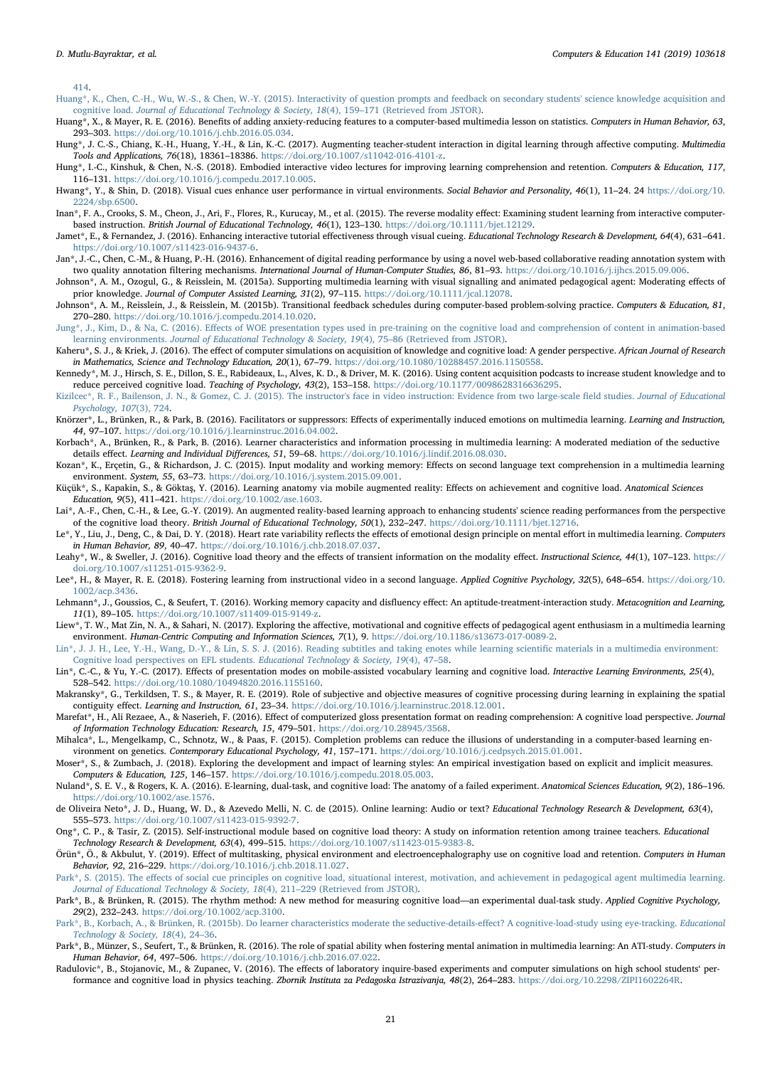414.

Huang*, K., Chen, C.-H., Wu, W.-S., & Chen, W.-Y. (2015). Interactivity of question prompts and feedback on secondary students' science knowledge acquisition and cognitive load. *Journal of Educational Technology & Society, 18*(4), 159–171 (Retrieved from JSTOR).

Huang*, X., & Mayer, R. E. (2016). Benefits of adding anxiety-reducing features to a computer-based multimedia lesson on statistics. *Computers in Human Behavior, 63*, 293–303. https://doi.org/10.1016/j.chb.2016.05.034.

Hung*, J. C.-S., Chiang, K.-H., Huang, Y.-H., & Lin, K.-C. (2017). Augmenting teacher-student interaction in digital learning through affective computing. *Multimedia Tools and Applications, 76*(18), 18361–18386. https://doi.org/10.1007/s11042-016-4101-z.

Hung*, I.-C., Kinshuk, & Chen, N.-S. (2018). Embodied interactive video lectures for improving learning comprehension and retention. *Computers & Education, 117*, 116–131. https://doi.org/10.1016/j.compedu.2017.10.005.

Hwang*, Y., & Shin, D. (2018). Visual cues enhance user performance in virtual environments. *Social Behavior and Personality, 46*(1), 11–24. 24 https://doi.org/10.2224/sbp.6500.

Inan*, F. A., Crooks, S. M., Cheon, J., Ari, F., Flores, R., Kurucay, M., et al. (2015). The reverse modality effect: Examining student learning from interactive computer-based instruction. *British Journal of Educational Technology, 46*(1), 123–130. https://doi.org/10.1111/bjet.12129.

Jamet*, E., & Fernandez, J. (2016). Enhancing interactive tutorial effectiveness through visual cueing. *Educational Technology Research & Development, 64*(4), 631–641. https://doi.org/10.1007/s11423-016-9437-6.

Jan*, J.-C., Chen, C.-M., & Huang, P.-H. (2016). Enhancement of digital reading performance by using a novel web-based collaborative reading annotation system with two quality annotation filtering mechanisms. *International Journal of Human-Computer Studies, 86*, 81–93. https://doi.org/10.1016/j.ijhcs.2015.09.006.

Johnson*, A. M., Ozogul, G., & Reisslein, M. (2015a). Supporting multimedia learning with visual signalling and animated pedagogical agent: Moderating effects of prior knowledge. *Journal of Computer Assisted Learning, 31*(2), 97–115. https://doi.org/10.1111/jcal.12078.

Johnson*, A. M., Reisslein, J., & Reisslein, M. (2015b). Transitional feedback schedules during computer-based problem-solving practice. *Computers & Education, 81*, 270–280. https://doi.org/10.1016/j.compedu.2014.10.020.

Jung*, J., Kim, D., & Na, C. (2016). Effects of WOE presentation types used in pre-training on the cognitive load and comprehension of content in animation-based learning environments. *Journal of Educational Technology & Society, 19*(4), 75–86 (Retrieved from JSTOR).

Kaheru*, S. J., & Kriek, J. (2016). The effect of computer simulations on acquisition of knowledge and cognitive load: A gender perspective. *African Journal of Research in Mathematics, Science and Technology Education, 20*(1), 67–79. https://doi.org/10.1080/10288457.2016.1150558.

Kennedy*, M. J., Hirsch, S. E., Dillon, S. E., Rabideaux, L., Alves, K. D., & Driver, M. K. (2016). Using content acquisition podcasts to increase student knowledge and to reduce perceived cognitive load. *Teaching of Psychology, 43*(2), 153–158. https://doi.org/10.1177/0098628316636295.

Kizilcec*, R. F., Bailenson, J. N., & Gomez, C. J. (2015). The instructor's face in video instruction: Evidence from two large-scale field studies. *Journal of Educational Psychology, 107*(3), 724.

Knörzer*, L., Brünken, R., & Park, B. (2016). Facilitators or suppressors: Effects of experimentally induced emotions on multimedia learning. *Learning and Instruction, 44*, 97–107. https://doi.org/10.1016/j.learninstruc.2016.04.002.

Korbach*, A., Brünken, R., & Park, B. (2016). Learner characteristics and information processing in multimedia learning: A moderated mediation of the seductive details effect. *Learning and Individual Differences, 51*, 59–68. https://doi.org/10.1016/j.lindif.2016.08.030.

Kozan*, K., Erçetin, G., & Richardson, J. C. (2015). Input modality and working memory: Effects on second language text comprehension in a multimedia learning environment. *System, 55*, 63–73. https://doi.org/10.1016/j.system.2015.09.001.

Küçük*, S., Kapakin, S., & Göktaş, Y. (2016). Learning anatomy via mobile augmented reality: Effects on achievement and cognitive load. *Anatomical Sciences Education, 9*(5), 411–421. https://doi.org/10.1002/ase.1603.

Lai*, A.-F., Chen, C.-H., & Lee, G.-Y. (2019). An augmented reality-based learning approach to enhancing students' science reading performances from the perspective of the cognitive load theory. *British Journal of Educational Technology, 50*(1), 232–247. https://doi.org/10.1111/bjet.12716.

Le*, Y., Liu, J., Deng, C., & Dai, D. Y. (2018). Heart rate variability reflects the effects of emotional design principle on mental effort in multimedia learning. *Computers in Human Behavior, 89*, 40–47. https://doi.org/10.1016/j.chb.2018.07.037.

Leahy*, W., & Sweller, J. (2016). Cognitive load theory and the effects of transient information on the modality effect. *Instructional Science, 44*(1), 107–123. https://doi.org/10.1007/s11251-015-9362-9.

Lee*, H., & Mayer, R. E. (2018). Fostering learning from instructional video in a second language. *Applied Cognitive Psychology, 32*(5), 648–654. https://doi.org/10.1002/acp.3436.

Lehmann*, J., Goussios, C., & Seufert, T. (2016). Working memory capacity and disfluency effect: An aptitude-treatment-interaction study. *Metacognition and Learning, 11*(1), 89–105. https://doi.org/10.1007/s11409-015-9149-z.

Liew*, T. W., Mat Zin, N. A., & Sahari, N. (2017). Exploring the affective, motivational and cognitive effects of pedagogical agent enthusiasm in a multimedia learning environment. *Human-Centric Computing and Information Sciences, 7*(1), 9. https://doi.org/10.1186/s13673-017-0089-2.

Lin*, J. J. H., Lee, Y.-H., Wang, D.-Y., & Lin, S. S. J. (2016). Reading subtitles and taking enotes while learning scientific materials in a multimedia environment: Cognitive load perspectives on EFL students. *Educational Technology & Society, 19*(4), 47–58.

Lin*, C.-C., & Yu, Y.-C. (2017). Effects of presentation modes on mobile-assisted vocabulary learning and cognitive load. *Interactive Learning Environments, 25*(4), 528–542. https://doi.org/10.1080/10494820.2016.1155160.

Makransky*, G., Terkildsen, T. S., & Mayer, R. E. (2019). Role of subjective and objective measures of cognitive processing during learning in explaining the spatial contiguity effect. *Learning and Instruction, 61*, 23–34. https://doi.org/10.1016/j.learninstruc.2018.12.001.

Marefat*, H., Ali Rezaee, A., & Naserieh, F. (2016). Effect of computerized gloss presentation format on reading comprehension: A cognitive load perspective. *Journal of Information Technology Education: Research, 15*, 479–501. https://doi.org/10.28945/3568.

Mihalca*, L., Mengelkamp, C., Schnotz, W., & Paas, F. (2015). Completion problems can reduce the illusions of understanding in a computer-based learning environment on genetics. *Contemporary Educational Psychology, 41*, 157–171. https://doi.org/10.1016/j.cedpsych.2015.01.001.

Moser*, S., & Zumbach, J. (2018). Exploring the development and impact of learning styles: An empirical investigation based on explicit and implicit measures. *Computers & Education, 125*, 146–157. https://doi.org/10.1016/j.compedu.2018.05.003.

Nuland*, S. E. V., & Rogers, K. A. (2016). E-learning, dual-task, and cognitive load: The anatomy of a failed experiment. *Anatomical Sciences Education, 9*(2), 186–196. https://doi.org/10.1002/ase.1576.

de Oliveira Neto*, J. D., Huang, W. D., & Azevedo Melli, N. C. de (2015). Online learning: Audio or text? *Educational Technology Research & Development, 63*(4), 555–573. https://doi.org/10.1007/s11423-015-9392-7.

Ong*, C. P., & Tasir, Z. (2015). Self-instructional module based on cognitive load theory: A study on information retention among trainee teachers. *Educational Technology Research & Development, 63*(4), 499–515. https://doi.org/10.1007/s11423-015-9383-8.

Örün*, Ö., & Akbulut, Y. (2019). Effect of multitasking, physical environment and electroencephalography use on cognitive load and retention. *Computers in Human Behavior, 92*, 216–229. https://doi.org/10.1016/j.chb.2018.11.027.

Park*, S. (2015). The effects of social cue principles on cognitive load, situational interest, motivation, and achievement in pedagogical agent multimedia learning. *Journal of Educational Technology & Society, 18*(4), 211–229 (Retrieved from JSTOR).

Park*, B., & Brünken, R. (2015). The rhythm method: A new method for measuring cognitive load—an experimental dual-task study. *Applied Cognitive Psychology, 29*(2), 232–243. https://doi.org/10.1002/acp.3100.

Park*, B., Korbach, A., & Brünken, R. (2015b). Do learner characteristics moderate the seductive-details-effect? A cognitive-load-study using eye-tracking. *Educational Technology & Society, 18*(4), 24–36.

Park*, B., Münzer, S., Seufert, T., & Brünken, R. (2016). The role of spatial ability when fostering mental animation in multimedia learning: An ATI-study. *Computers in Human Behavior, 64*, 497–506. https://doi.org/10.1016/j.chb.2016.07.022.

Radulovic*, B., Stojanovic, M., & Zupanec, V. (2016). The effects of laboratory inquire-based experiments and computer simulations on high school students' performance and cognitive load in physics teaching. *Zbornik Instituta za Pedagoska Istrazivanja, 48*(2), 264–283. https://doi.org/10.2298/ZIPI1602264R.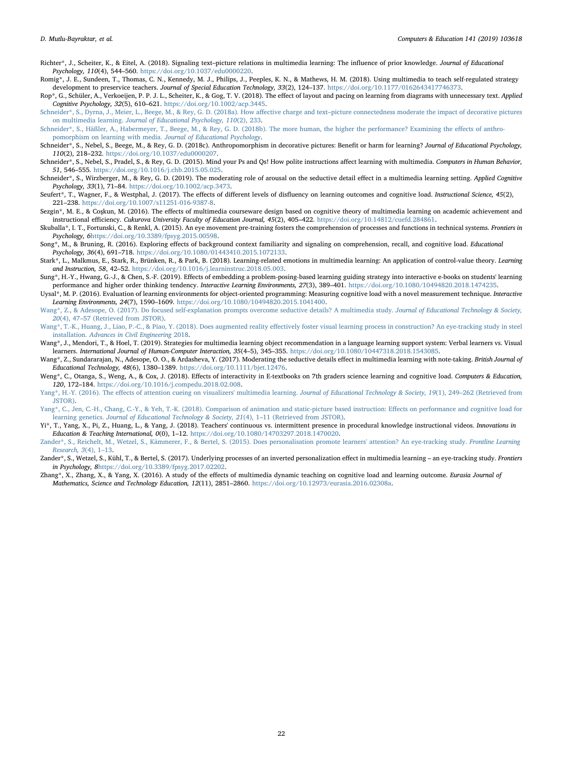Richter*, J., Scheiter, K., & Eitel, A. (2018). Signaling text–picture relations in multimedia learning: The influence of prior knowledge. *Journal of Educational Psychology, 110*(4), 544–560. https://doi.org/10.1037/edu0000220.

Romig*, J. E., Sundeen, T., Thomas, C. N., Kennedy, M. J., Philips, J., Peeples, K. N., & Mathews, H. M. (2018). Using multimedia to teach self-regulated strategy development to preservice teachers. *Journal of Special Education Technology, 33*(2), 124–137. https://doi.org/10.1177/0162643417746373.

Rop*, G., Schüler, A., Verkoeijen, P. P. J. L., Scheiter, K., & Gog, T. V. (2018). The effect of layout and pacing on learning from diagrams with unnecessary text. *Applied Cognitive Psychology, 32*(5), 610–621. https://doi.org/10.1002/acp.3445.

Schneider*, S., Dyrna, J., Meier, L., Beege, M., & Rey, G. D. (2018a). How affective charge and text–picture connectedness moderate the impact of decorative pictures on multimedia learning. *Journal of Educational Psychology, 110*(2), 233.

Schneider*, S., Häßler, A., Habermeyer, T., Beege, M., & Rey, G. D. (2018b). The more human, the higher the performance? Examining the effects of anthropomorphism on learning with media. *Journal of Educational Psychology*.

Schneider*, S., Nebel, S., Beege, M., & Rey, G. D. (2018c). Anthropomorphism in decorative pictures: Benefit or harm for learning? *Journal of Educational Psychology, 110*(2), 218–232. https://doi.org/10.1037/edu0000207.

Schneider*, S., Nebel, S., Pradel, S., & Rey, G. D. (2015). Mind your Ps and Qs! How polite instructions affect learning with multimedia. *Computers in Human Behavior, 51*, 546–555. https://doi.org/10.1016/j.chb.2015.05.025.

Schneider*, S., Wirzberger, M., & Rey, G. D. (2019). The moderating role of arousal on the seductive detail effect in a multimedia learning setting. *Applied Cognitive Psychology, 33*(1), 71–84. https://doi.org/10.1002/acp.3473.

Seufert*, T., Wagner, F., & Westphal, J. (2017). The effects of different levels of disfluency on learning outcomes and cognitive load. *Instructional Science, 45*(2), 221–238. https://doi.org/10.1007/s11251-016-9387-8.

Sezgin*, M. E., & Coşkun, M. (2016). The effects of multimedia courseware design based on cognitive theory of multimedia learning on academic achievement and instructional efficiency. *Cukurova University Faculty of Education Journal, 45*(2), 405–422. https://doi.org/10.14812/cuefd.284861.

Skuballa*, I. T., Fortunski, C., & Renkl, A. (2015). An eye movement pre-training fosters the comprehension of processes and functions in technical systems. *Frontiers in Psychology, 6*https://doi.org/10.3389/fpsyg.2015.00598.

Song*, M., & Bruning, R. (2016). Exploring effects of background context familiarity and signaling on comprehension, recall, and cognitive load. *Educational Psychology, 36*(4), 691–718. https://doi.org/10.1080/01443410.2015.1072133.

Stark*, L., Malkmus, E., Stark, R., Brünken, R., & Park, B. (2018). Learning-related emotions in multimedia learning: An application of control-value theory. *Learning and Instruction, 58*, 42–52. https://doi.org/10.1016/j.learninstruc.2018.05.003.

Sung*, H.-Y., Hwang, G.-J., & Chen, S.-F. (2019). Effects of embedding a problem-posing-based learning guiding strategy into interactive e-books on students' learning performance and higher order thinking tendency. *Interactive Learning Environments, 27*(3), 389–401. https://doi.org/10.1080/10494820.2018.1474235.

Uysal*, M. P. (2016). Evaluation of learning environments for object-oriented programming: Measuring cognitive load with a novel measurement technique. *Interactive Learning Environments, 24*(7), 1590–1609. https://doi.org/10.1080/10494820.2015.1041400.

Wang*, Z., & Adesope, O. (2017). Do focused self-explanation prompts overcome seductive details? A multimedia study. *Journal of Educational Technology & Society, 20*(4), 47–57 (Retrieved from JSTOR).

Wang*, T.-K., Huang, J., Liao, P.-C., & Piao, Y. (2018). Does augmented reality effectively foster visual learning process in construction? An eye-tracking study in steel installation. *Advances in Civil Engineering* 2018.

Wang*, J., Mendori, T., & Hoel, T. (2019). Strategies for multimedia learning object recommendation in a language learning support system: Verbal learners vs. Visual learners. *International Journal of Human-Computer Interaction, 35*(4–5), 345–355. https://doi.org/10.1080/10447318.2018.1543085.

Wang*, Z., Sundararajan, N., Adesope, O. O., & Ardasheva, Y. (2017). Moderating the seductive details effect in multimedia learning with note-taking. *British Journal of Educational Technology, 48*(6), 1380–1389. https://doi.org/10.1111/bjet.12476.

Weng*, C., Otanga, S., Weng, A., & Cox, J. (2018). Effects of interactivity in E-textbooks on 7th graders science learning and cognitive load. *Computers & Education, 120*, 172–184. https://doi.org/10.1016/j.compedu.2018.02.008.

Yang*, H.-Y. (2016). The effects of attention cueing on visualizers' multimedia learning. *Journal of Educational Technology & Society, 19*(1), 249–262 (Retrieved from JSTOR).

Yang*, C., Jen, C.-H., Chang, C.-Y., & Yeh, T.-K. (2018). Comparison of animation and static-picture based instruction: Effects on performance and cognitive load for learning genetics. *Journal of Educational Technology & Society, 21*(4), 1–11 (Retrieved from JSTOR).

Yi*, T., Yang, X., Pi, Z., Huang, L., & Yang, J. (2018). Teachers' continuous vs. intermittent presence in procedural knowledge instructional videos. *Innovations in Education & Teaching International, 0*(0), 1–12. https://doi.org/10.1080/14703297.2018.1470020.

Zander*, S., Reichelt, M., Wetzel, S., Kämmerer, F., & Bertel, S. (2015). Does personalisation promote learners' attention? An eye-tracking study. *Frontline Learning Research, 3*(4), 1–13.

Zander*, S., Wetzel, S., Kühl, T., & Bertel, S. (2017). Underlying processes of an inverted personalization effect in multimedia learning – an eye-tracking study. *Frontiers in Psychology, 8*https://doi.org/10.3389/fpsyg.2017.02202.

Zhang*, X., Zhang, X., & Yang, X. (2016). A study of the effects of multimedia dynamic teaching on cognitive load and learning outcome. *Eurasia Journal of Mathematics, Science and Technology Education, 12*(11), 2851–2860. https://doi.org/10.12973/eurasia.2016.02308a.